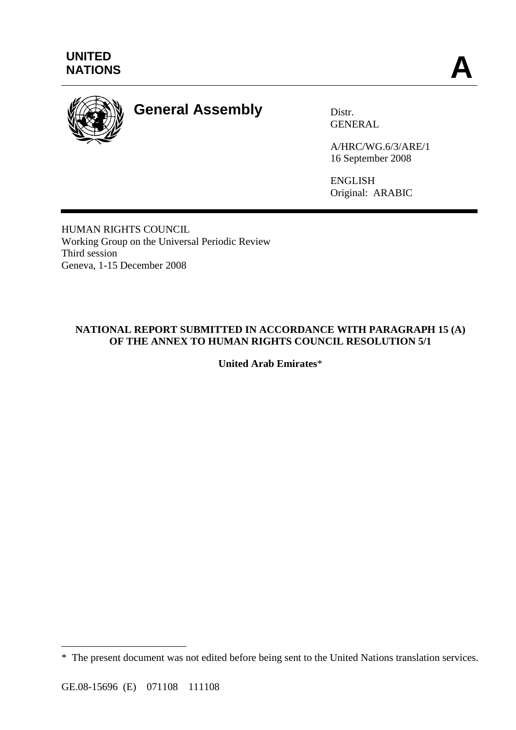UNITED NATIONS

**A**

# General Assembly

Distr.
GENERAL

A/HRC/WG.6/3/ARE/1
16 September 2008

ENGLISH
Original: ARABIC

HUMAN RIGHTS COUNCIL
Working Group on the Universal Periodic Review
Third session
Geneva, 1-15 December 2008

**NATIONAL REPORT SUBMITTED IN ACCORDANCE WITH PARAGRAPH 15 (A) OF THE ANNEX TO HUMAN RIGHTS COUNCIL RESOLUTION 5/1**

**United Arab Emirates***

---

* The present document was not edited before being sent to the United Nations translation services.

GE.08-15696 (E) 071108 111108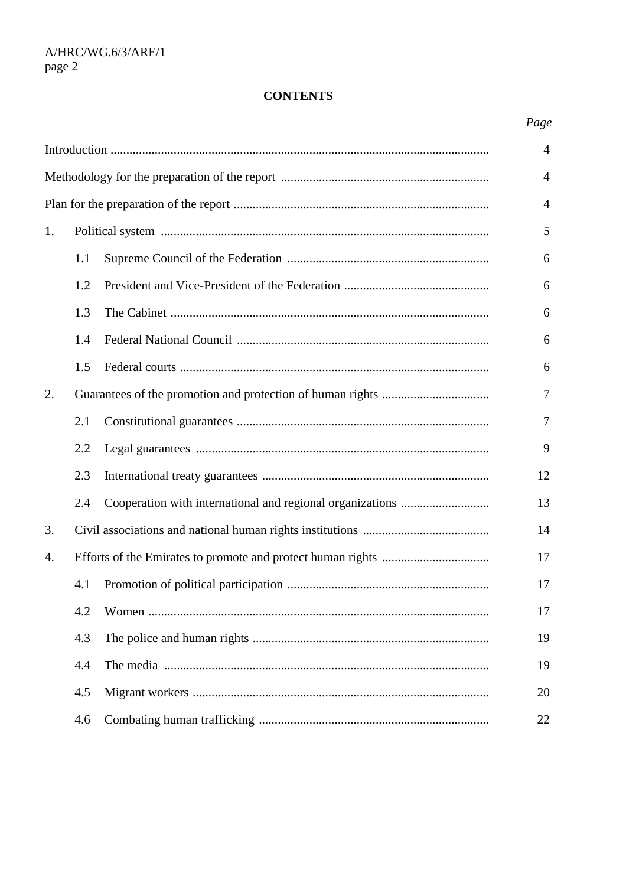**CONTENTS**

| | *Page* |
|---|---|
| Introduction | 4 |
| Methodology for the preparation of the report | 4 |
| Plan for the preparation of the report | 4 |
| 1. Political system | 5 |
| 1.1 Supreme Council of the Federation | 6 |
| 1.2 President and Vice-President of the Federation | 6 |
| 1.3 The Cabinet | 6 |
| 1.4 Federal National Council | 6 |
| 1.5 Federal courts | 6 |
| 2. Guarantees of the promotion and protection of human rights | 7 |
| 2.1 Constitutional guarantees | 7 |
| 2.2 Legal guarantees | 9 |
| 2.3 International treaty guarantees | 12 |
| 2.4 Cooperation with international and regional organizations | 13 |
| 3. Civil associations and national human rights institutions | 14 |
| 4. Efforts of the Emirates to promote and protect human rights | 17 |
| 4.1 Promotion of political participation | 17 |
| 4.2 Women | 17 |
| 4.3 The police and human rights | 19 |
| 4.4 The media | 19 |
| 4.5 Migrant workers | 20 |
| 4.6 Combating human trafficking | 22 |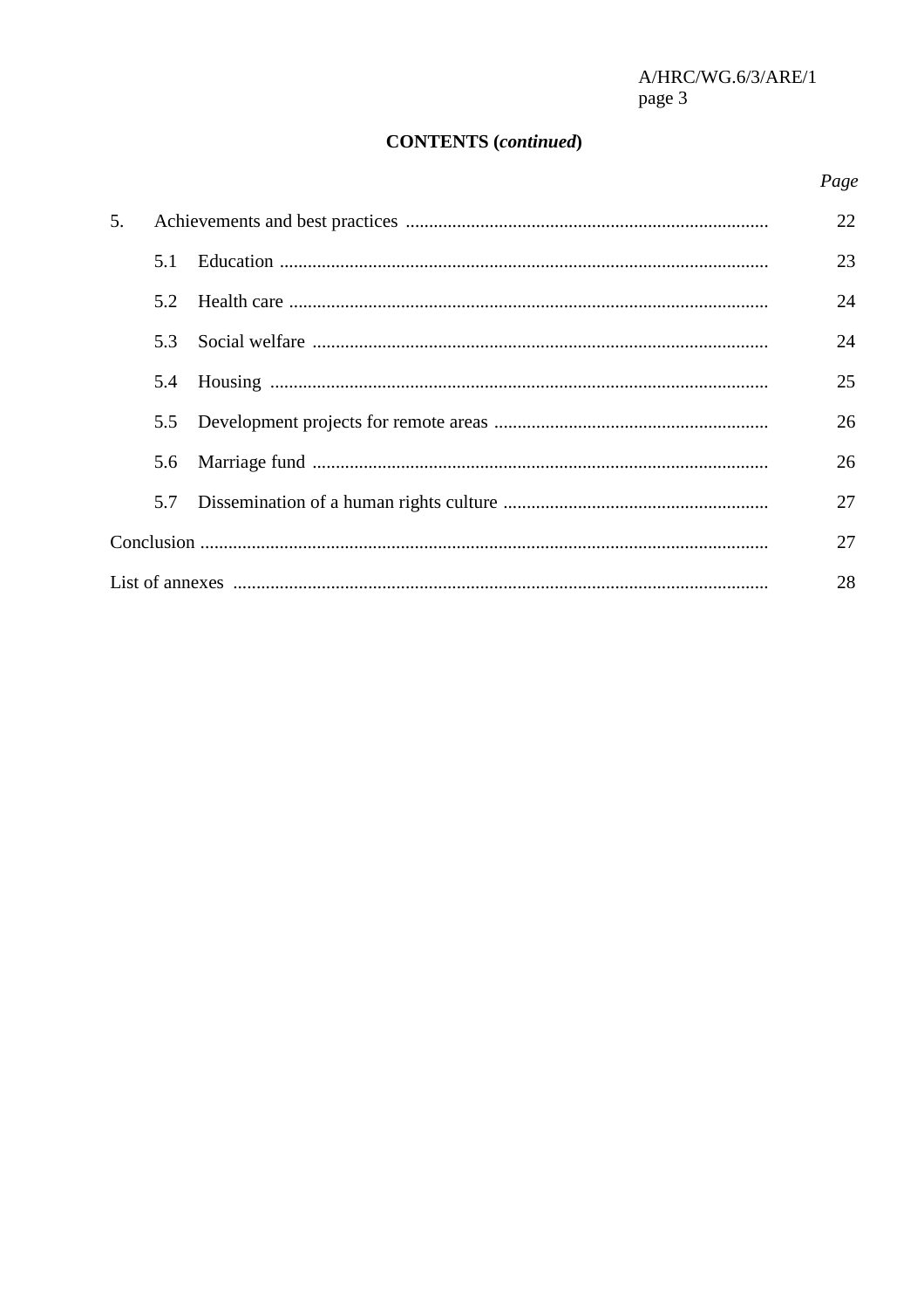**CONTENTS (*continued*)**

| | *Page* |
|---|---|
| 5. Achievements and best practices | 22 |
| 5.1 Education | 23 |
| 5.2 Health care | 24 |
| 5.3 Social welfare | 24 |
| 5.4 Housing | 25 |
| 5.5 Development projects for remote areas | 26 |
| 5.6 Marriage fund | 26 |
| 5.7 Dissemination of a human rights culture | 27 |
| Conclusion | 27 |
| List of annexes | 28 |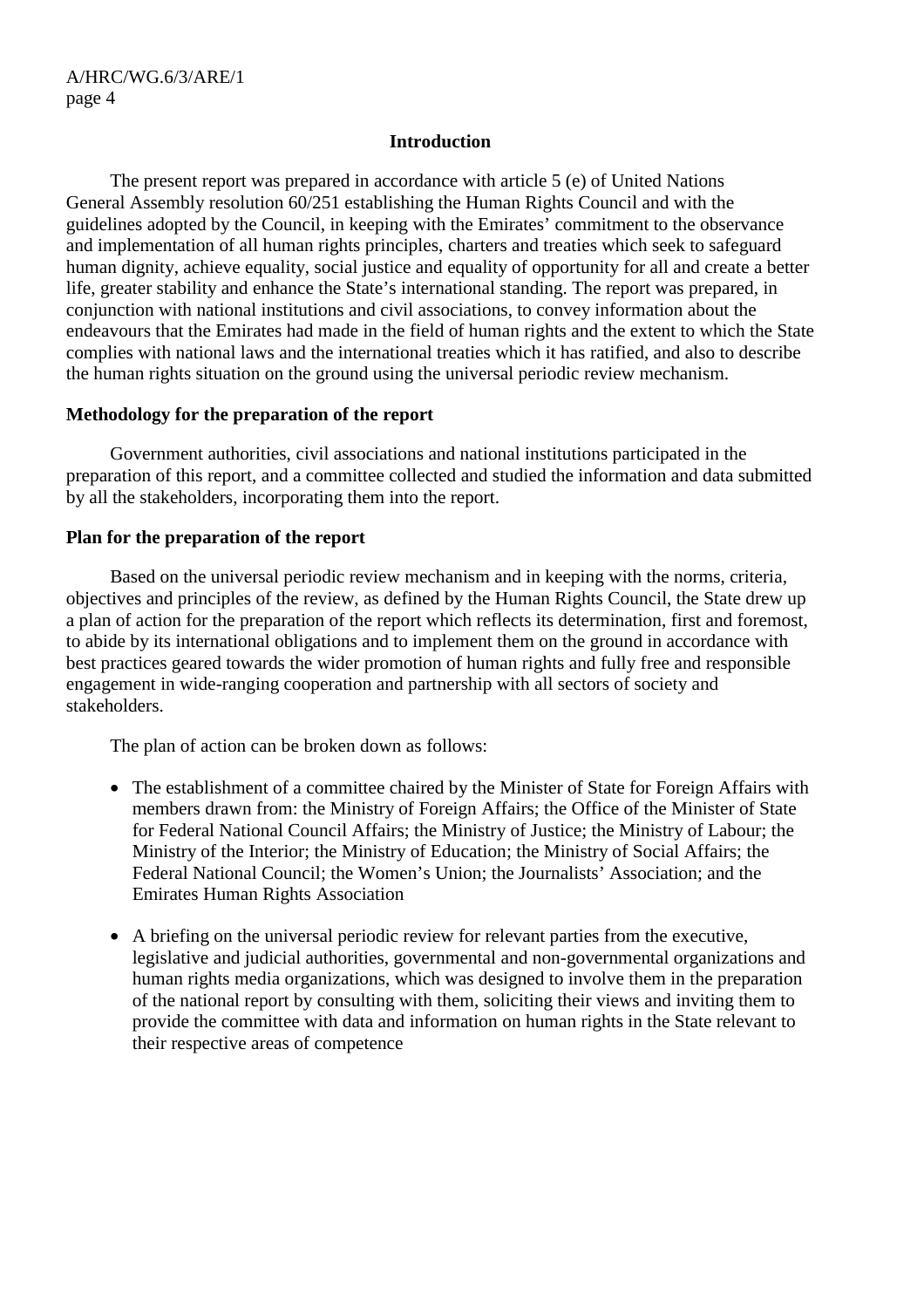## Introduction

The present report was prepared in accordance with article 5 (e) of United Nations General Assembly resolution 60/251 establishing the Human Rights Council and with the guidelines adopted by the Council, in keeping with the Emirates' commitment to the observance and implementation of all human rights principles, charters and treaties which seek to safeguard human dignity, achieve equality, social justice and equality of opportunity for all and create a better life, greater stability and enhance the State's international standing. The report was prepared, in conjunction with national institutions and civil associations, to convey information about the endeavours that the Emirates had made in the field of human rights and the extent to which the State complies with national laws and the international treaties which it has ratified, and also to describe the human rights situation on the ground using the universal periodic review mechanism.

### Methodology for the preparation of the report

Government authorities, civil associations and national institutions participated in the preparation of this report, and a committee collected and studied the information and data submitted by all the stakeholders, incorporating them into the report.

### Plan for the preparation of the report

Based on the universal periodic review mechanism and in keeping with the norms, criteria, objectives and principles of the review, as defined by the Human Rights Council, the State drew up a plan of action for the preparation of the report which reflects its determination, first and foremost, to abide by its international obligations and to implement them on the ground in accordance with best practices geared towards the wider promotion of human rights and fully free and responsible engagement in wide-ranging cooperation and partnership with all sectors of society and stakeholders.

The plan of action can be broken down as follows:

- The establishment of a committee chaired by the Minister of State for Foreign Affairs with members drawn from: the Ministry of Foreign Affairs; the Office of the Minister of State for Federal National Council Affairs; the Ministry of Justice; the Ministry of Labour; the Ministry of the Interior; the Ministry of Education; the Ministry of Social Affairs; the Federal National Council; the Women's Union; the Journalists' Association; and the Emirates Human Rights Association

- A briefing on the universal periodic review for relevant parties from the executive, legislative and judicial authorities, governmental and non-governmental organizations and human rights media organizations, which was designed to involve them in the preparation of the national report by consulting with them, soliciting their views and inviting them to provide the committee with data and information on human rights in the State relevant to their respective areas of competence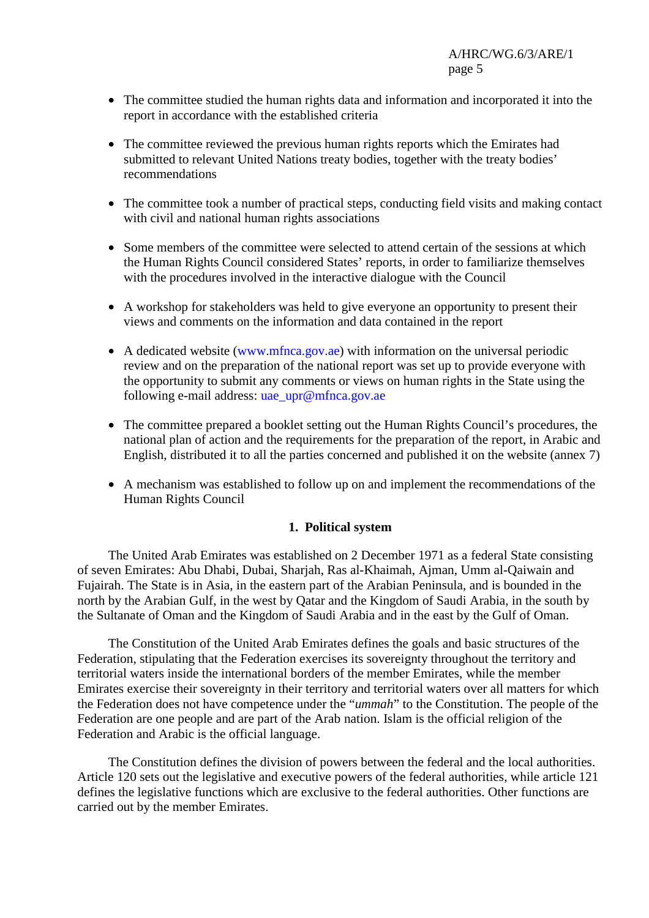- The committee studied the human rights data and information and incorporated it into the report in accordance with the established criteria

- The committee reviewed the previous human rights reports which the Emirates had submitted to relevant United Nations treaty bodies, together with the treaty bodies' recommendations

- The committee took a number of practical steps, conducting field visits and making contact with civil and national human rights associations

- Some members of the committee were selected to attend certain of the sessions at which the Human Rights Council considered States' reports, in order to familiarize themselves with the procedures involved in the interactive dialogue with the Council

- A workshop for stakeholders was held to give everyone an opportunity to present their views and comments on the information and data contained in the report

- A dedicated website (www.mfnca.gov.ae) with information on the universal periodic review and on the preparation of the national report was set up to provide everyone with the opportunity to submit any comments or views on human rights in the State using the following e-mail address: uae_upr@mfnca.gov.ae

- The committee prepared a booklet setting out the Human Rights Council's procedures, the national plan of action and the requirements for the preparation of the report, in Arabic and English, distributed it to all the parties concerned and published it on the website (annex 7)

- A mechanism was established to follow up on and implement the recommendations of the Human Rights Council

### 1. Political system

The United Arab Emirates was established on 2 December 1971 as a federal State consisting of seven Emirates: Abu Dhabi, Dubai, Sharjah, Ras al-Khaimah, Ajman, Umm al-Qaiwain and Fujairah. The State is in Asia, in the eastern part of the Arabian Peninsula, and is bounded in the north by the Arabian Gulf, in the west by Qatar and the Kingdom of Saudi Arabia, in the south by the Sultanate of Oman and the Kingdom of Saudi Arabia and in the east by the Gulf of Oman.

The Constitution of the United Arab Emirates defines the goals and basic structures of the Federation, stipulating that the Federation exercises its sovereignty throughout the territory and territorial waters inside the international borders of the member Emirates, while the member Emirates exercise their sovereignty in their territory and territorial waters over all matters for which the Federation does not have competence under the "*ummah*" to the Constitution. The people of the Federation are one people and are part of the Arab nation. Islam is the official religion of the Federation and Arabic is the official language.

The Constitution defines the division of powers between the federal and the local authorities. Article 120 sets out the legislative and executive powers of the federal authorities, while article 121 defines the legislative functions which are exclusive to the federal authorities. Other functions are carried out by the member Emirates.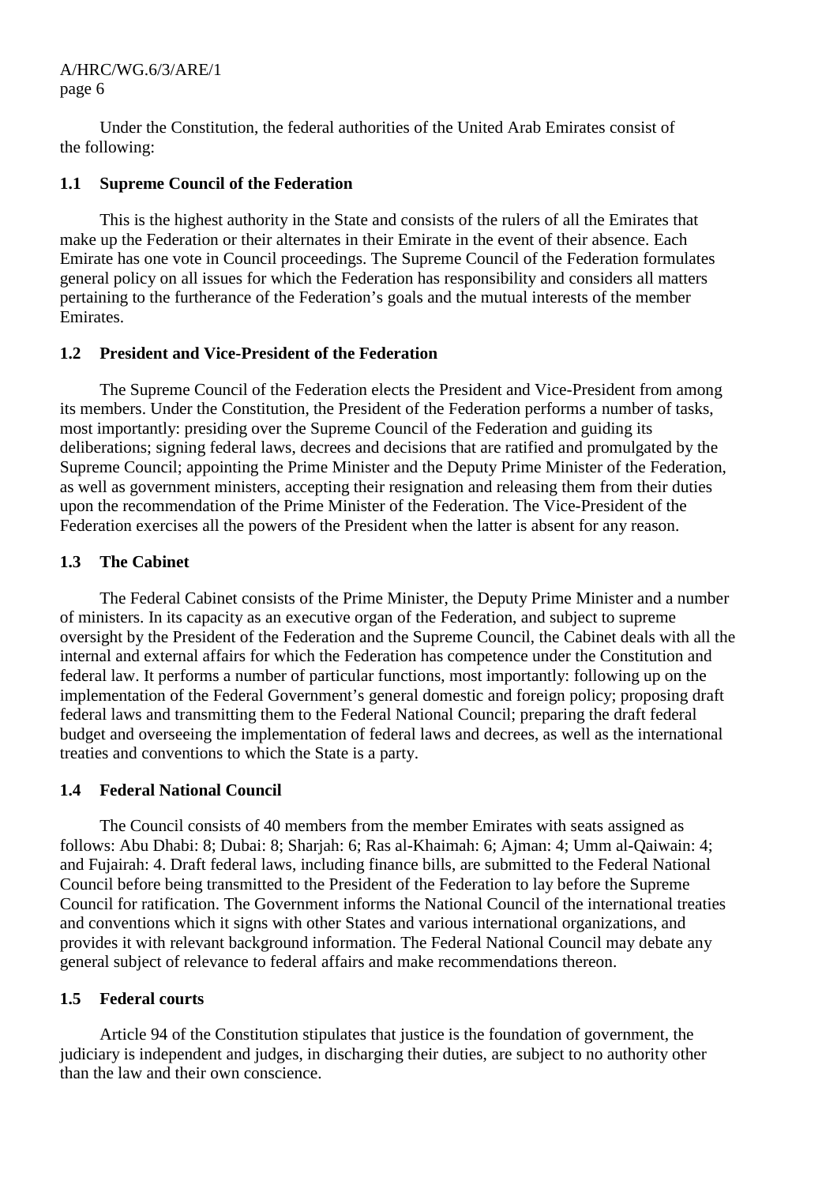Under the Constitution, the federal authorities of the United Arab Emirates consist of the following:

### 1.1 Supreme Council of the Federation

This is the highest authority in the State and consists of the rulers of all the Emirates that make up the Federation or their alternates in their Emirate in the event of their absence. Each Emirate has one vote in Council proceedings. The Supreme Council of the Federation formulates general policy on all issues for which the Federation has responsibility and considers all matters pertaining to the furtherance of the Federation's goals and the mutual interests of the member Emirates.

### 1.2 President and Vice-President of the Federation

The Supreme Council of the Federation elects the President and Vice-President from among its members. Under the Constitution, the President of the Federation performs a number of tasks, most importantly: presiding over the Supreme Council of the Federation and guiding its deliberations; signing federal laws, decrees and decisions that are ratified and promulgated by the Supreme Council; appointing the Prime Minister and the Deputy Prime Minister of the Federation, as well as government ministers, accepting their resignation and releasing them from their duties upon the recommendation of the Prime Minister of the Federation. The Vice-President of the Federation exercises all the powers of the President when the latter is absent for any reason.

### 1.3 The Cabinet

The Federal Cabinet consists of the Prime Minister, the Deputy Prime Minister and a number of ministers. In its capacity as an executive organ of the Federation, and subject to supreme oversight by the President of the Federation and the Supreme Council, the Cabinet deals with all the internal and external affairs for which the Federation has competence under the Constitution and federal law. It performs a number of particular functions, most importantly: following up on the implementation of the Federal Government's general domestic and foreign policy; proposing draft federal laws and transmitting them to the Federal National Council; preparing the draft federal budget and overseeing the implementation of federal laws and decrees, as well as the international treaties and conventions to which the State is a party.

### 1.4 Federal National Council

The Council consists of 40 members from the member Emirates with seats assigned as follows: Abu Dhabi: 8; Dubai: 8; Sharjah: 6; Ras al-Khaimah: 6; Ajman: 4; Umm al-Qaiwain: 4; and Fujairah: 4. Draft federal laws, including finance bills, are submitted to the Federal National Council before being transmitted to the President of the Federation to lay before the Supreme Council for ratification. The Government informs the National Council of the international treaties and conventions which it signs with other States and various international organizations, and provides it with relevant background information. The Federal National Council may debate any general subject of relevance to federal affairs and make recommendations thereon.

### 1.5 Federal courts

Article 94 of the Constitution stipulates that justice is the foundation of government, the judiciary is independent and judges, in discharging their duties, are subject to no authority other than the law and their own conscience.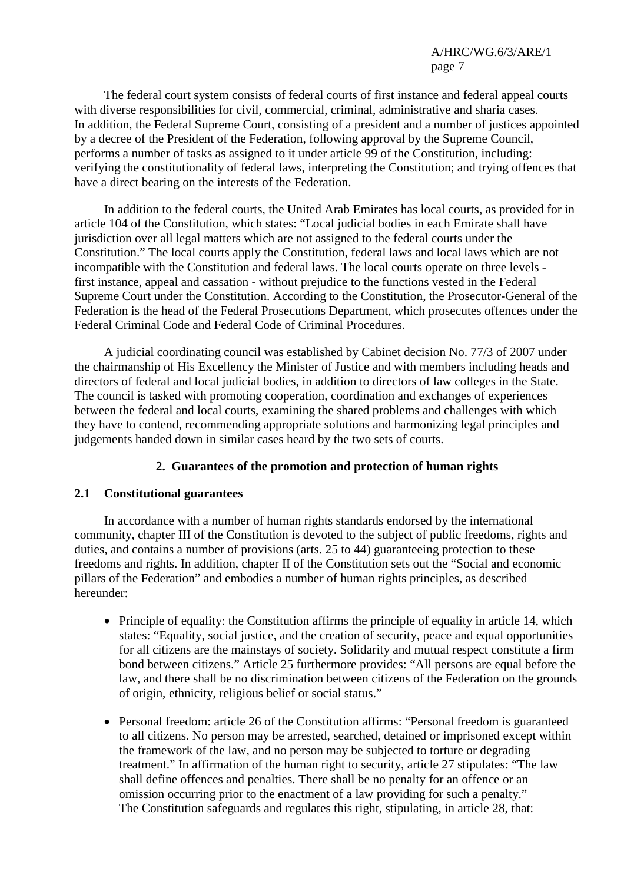The federal court system consists of federal courts of first instance and federal appeal courts with diverse responsibilities for civil, commercial, criminal, administrative and sharia cases. In addition, the Federal Supreme Court, consisting of a president and a number of justices appointed by a decree of the President of the Federation, following approval by the Supreme Council, performs a number of tasks as assigned to it under article 99 of the Constitution, including: verifying the constitutionality of federal laws, interpreting the Constitution; and trying offences that have a direct bearing on the interests of the Federation.

In addition to the federal courts, the United Arab Emirates has local courts, as provided for in article 104 of the Constitution, which states: "Local judicial bodies in each Emirate shall have jurisdiction over all legal matters which are not assigned to the federal courts under the Constitution." The local courts apply the Constitution, federal laws and local laws which are not incompatible with the Constitution and federal laws. The local courts operate on three levels - first instance, appeal and cassation - without prejudice to the functions vested in the Federal Supreme Court under the Constitution. According to the Constitution, the Prosecutor-General of the Federation is the head of the Federal Prosecutions Department, which prosecutes offences under the Federal Criminal Code and Federal Code of Criminal Procedures.

A judicial coordinating council was established by Cabinet decision No. 77/3 of 2007 under the chairmanship of His Excellency the Minister of Justice and with members including heads and directors of federal and local judicial bodies, in addition to directors of law colleges in the State. The council is tasked with promoting cooperation, coordination and exchanges of experiences between the federal and local courts, examining the shared problems and challenges with which they have to contend, recommending appropriate solutions and harmonizing legal principles and judgements handed down in similar cases heard by the two sets of courts.

## 2. Guarantees of the promotion and protection of human rights

### 2.1 Constitutional guarantees

In accordance with a number of human rights standards endorsed by the international community, chapter III of the Constitution is devoted to the subject of public freedoms, rights and duties, and contains a number of provisions (arts. 25 to 44) guaranteeing protection to these freedoms and rights. In addition, chapter II of the Constitution sets out the "Social and economic pillars of the Federation" and embodies a number of human rights principles, as described hereunder:

- Principle of equality: the Constitution affirms the principle of equality in article 14, which states: "Equality, social justice, and the creation of security, peace and equal opportunities for all citizens are the mainstays of society. Solidarity and mutual respect constitute a firm bond between citizens." Article 25 furthermore provides: "All persons are equal before the law, and there shall be no discrimination between citizens of the Federation on the grounds of origin, ethnicity, religious belief or social status."

- Personal freedom: article 26 of the Constitution affirms: "Personal freedom is guaranteed to all citizens. No person may be arrested, searched, detained or imprisoned except within the framework of the law, and no person may be subjected to torture or degrading treatment." In affirmation of the human right to security, article 27 stipulates: "The law shall define offences and penalties. There shall be no penalty for an offence or an omission occurring prior to the enactment of a law providing for such a penalty." The Constitution safeguards and regulates this right, stipulating, in article 28, that: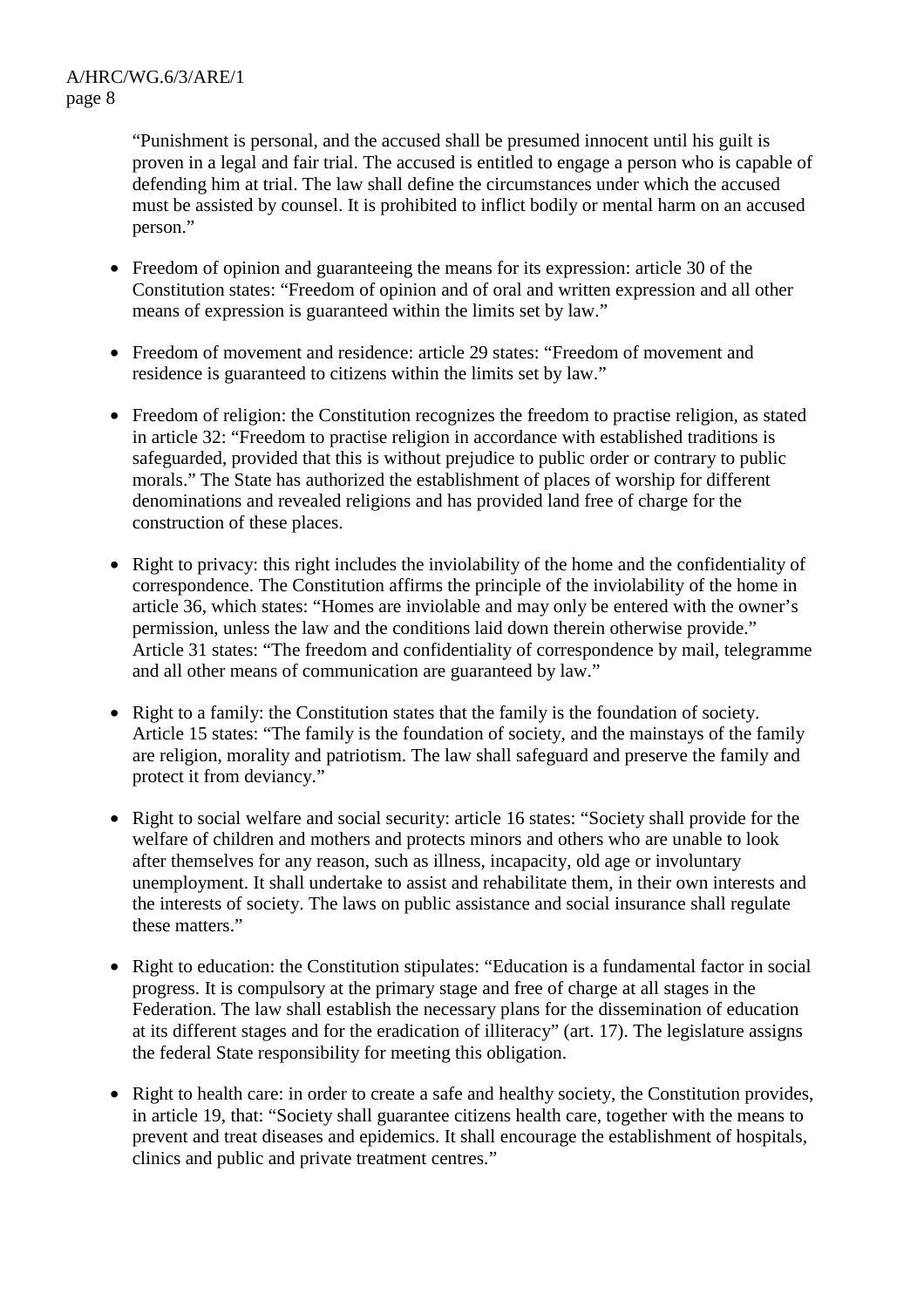"Punishment is personal, and the accused shall be presumed innocent until his guilt is proven in a legal and fair trial. The accused is entitled to engage a person who is capable of defending him at trial. The law shall define the circumstances under which the accused must be assisted by counsel. It is prohibited to inflict bodily or mental harm on an accused person."

- Freedom of opinion and guaranteeing the means for its expression: article 30 of the Constitution states: "Freedom of opinion and of oral and written expression and all other means of expression is guaranteed within the limits set by law."

- Freedom of movement and residence: article 29 states: "Freedom of movement and residence is guaranteed to citizens within the limits set by law."

- Freedom of religion: the Constitution recognizes the freedom to practise religion, as stated in article 32: "Freedom to practise religion in accordance with established traditions is safeguarded, provided that this is without prejudice to public order or contrary to public morals." The State has authorized the establishment of places of worship for different denominations and revealed religions and has provided land free of charge for the construction of these places.

- Right to privacy: this right includes the inviolability of the home and the confidentiality of correspondence. The Constitution affirms the principle of the inviolability of the home in article 36, which states: "Homes are inviolable and may only be entered with the owner's permission, unless the law and the conditions laid down therein otherwise provide." Article 31 states: "The freedom and confidentiality of correspondence by mail, telegramme and all other means of communication are guaranteed by law."

- Right to a family: the Constitution states that the family is the foundation of society. Article 15 states: "The family is the foundation of society, and the mainstays of the family are religion, morality and patriotism. The law shall safeguard and preserve the family and protect it from deviancy."

- Right to social welfare and social security: article 16 states: "Society shall provide for the welfare of children and mothers and protects minors and others who are unable to look after themselves for any reason, such as illness, incapacity, old age or involuntary unemployment. It shall undertake to assist and rehabilitate them, in their own interests and the interests of society. The laws on public assistance and social insurance shall regulate these matters."

- Right to education: the Constitution stipulates: "Education is a fundamental factor in social progress. It is compulsory at the primary stage and free of charge at all stages in the Federation. The law shall establish the necessary plans for the dissemination of education at its different stages and for the eradication of illiteracy" (art. 17). The legislature assigns the federal State responsibility for meeting this obligation.

- Right to health care: in order to create a safe and healthy society, the Constitution provides, in article 19, that: "Society shall guarantee citizens health care, together with the means to prevent and treat diseases and epidemics. It shall encourage the establishment of hospitals, clinics and public and private treatment centres."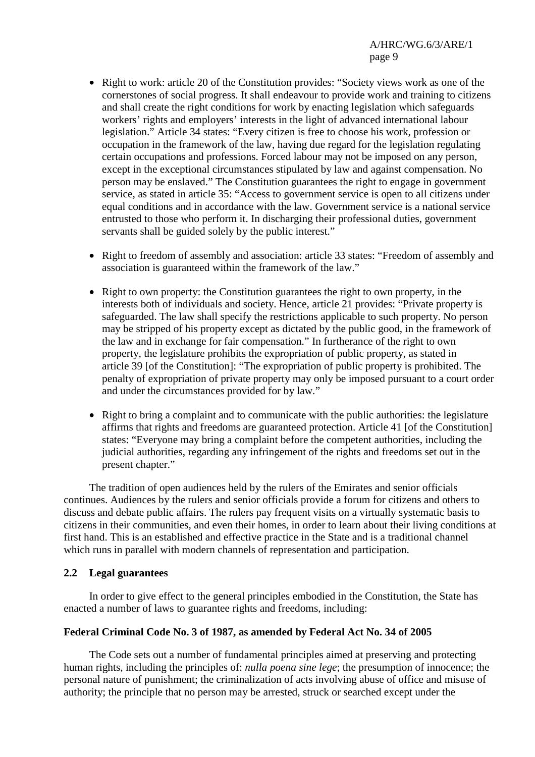- Right to work: article 20 of the Constitution provides: "Society views work as one of the cornerstones of social progress. It shall endeavour to provide work and training to citizens and shall create the right conditions for work by enacting legislation which safeguards workers' rights and employers' interests in the light of advanced international labour legislation." Article 34 states: "Every citizen is free to choose his work, profession or occupation in the framework of the law, having due regard for the legislation regulating certain occupations and professions. Forced labour may not be imposed on any person, except in the exceptional circumstances stipulated by law and against compensation. No person may be enslaved." The Constitution guarantees the right to engage in government service, as stated in article 35: "Access to government service is open to all citizens under equal conditions and in accordance with the law. Government service is a national service entrusted to those who perform it. In discharging their professional duties, government servants shall be guided solely by the public interest."

- Right to freedom of assembly and association: article 33 states: "Freedom of assembly and association is guaranteed within the framework of the law."

- Right to own property: the Constitution guarantees the right to own property, in the interests both of individuals and society. Hence, article 21 provides: "Private property is safeguarded. The law shall specify the restrictions applicable to such property. No person may be stripped of his property except as dictated by the public good, in the framework of the law and in exchange for fair compensation." In furtherance of the right to own property, the legislature prohibits the expropriation of public property, as stated in article 39 [of the Constitution]: "The expropriation of public property is prohibited. The penalty of expropriation of private property may only be imposed pursuant to a court order and under the circumstances provided for by law."

- Right to bring a complaint and to communicate with the public authorities: the legislature affirms that rights and freedoms are guaranteed protection. Article 41 [of the Constitution] states: "Everyone may bring a complaint before the competent authorities, including the judicial authorities, regarding any infringement of the rights and freedoms set out in the present chapter."

The tradition of open audiences held by the rulers of the Emirates and senior officials continues. Audiences by the rulers and senior officials provide a forum for citizens and others to discuss and debate public affairs. The rulers pay frequent visits on a virtually systematic basis to citizens in their communities, and even their homes, in order to learn about their living conditions at first hand. This is an established and effective practice in the State and is a traditional channel which runs in parallel with modern channels of representation and participation.

## 2.2 Legal guarantees

In order to give effect to the general principles embodied in the Constitution, the State has enacted a number of laws to guarantee rights and freedoms, including:

**Federal Criminal Code No. 3 of 1987, as amended by Federal Act No. 34 of 2005**

The Code sets out a number of fundamental principles aimed at preserving and protecting human rights, including the principles of: *nulla poena sine lege*; the presumption of innocence; the personal nature of punishment; the criminalization of acts involving abuse of office and misuse of authority; the principle that no person may be arrested, struck or searched except under the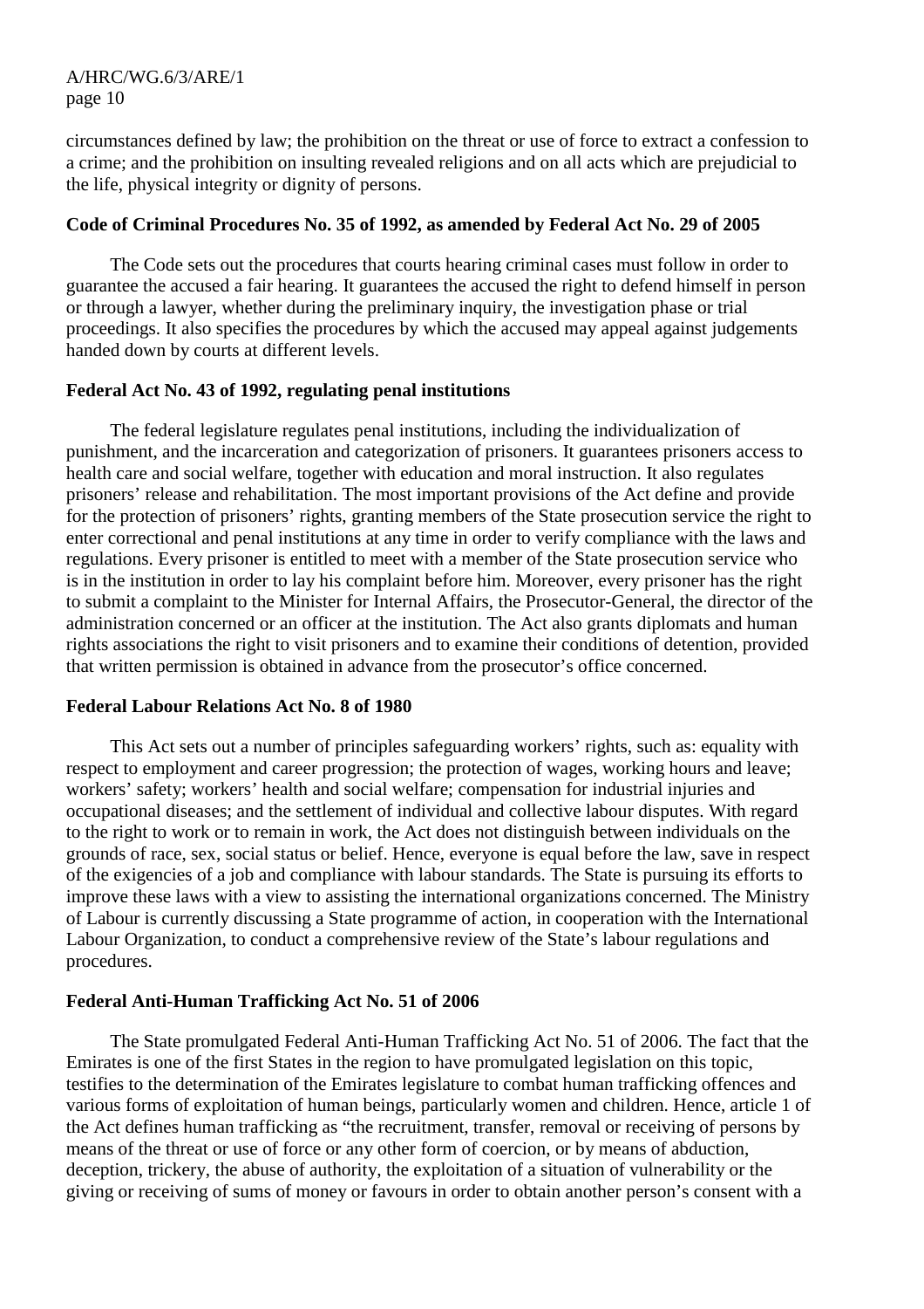circumstances defined by law; the prohibition on the threat or use of force to extract a confession to a crime; and the prohibition on insulting revealed religions and on all acts which are prejudicial to the life, physical integrity or dignity of persons.

**Code of Criminal Procedures No. 35 of 1992, as amended by Federal Act No. 29 of 2005**

The Code sets out the procedures that courts hearing criminal cases must follow in order to guarantee the accused a fair hearing. It guarantees the accused the right to defend himself in person or through a lawyer, whether during the preliminary inquiry, the investigation phase or trial proceedings. It also specifies the procedures by which the accused may appeal against judgements handed down by courts at different levels.

**Federal Act No. 43 of 1992, regulating penal institutions**

The federal legislature regulates penal institutions, including the individualization of punishment, and the incarceration and categorization of prisoners. It guarantees prisoners access to health care and social welfare, together with education and moral instruction. It also regulates prisoners' release and rehabilitation. The most important provisions of the Act define and provide for the protection of prisoners' rights, granting members of the State prosecution service the right to enter correctional and penal institutions at any time in order to verify compliance with the laws and regulations. Every prisoner is entitled to meet with a member of the State prosecution service who is in the institution in order to lay his complaint before him. Moreover, every prisoner has the right to submit a complaint to the Minister for Internal Affairs, the Prosecutor-General, the director of the administration concerned or an officer at the institution. The Act also grants diplomats and human rights associations the right to visit prisoners and to examine their conditions of detention, provided that written permission is obtained in advance from the prosecutor's office concerned.

**Federal Labour Relations Act No. 8 of 1980**

This Act sets out a number of principles safeguarding workers' rights, such as: equality with respect to employment and career progression; the protection of wages, working hours and leave; workers' safety; workers' health and social welfare; compensation for industrial injuries and occupational diseases; and the settlement of individual and collective labour disputes. With regard to the right to work or to remain in work, the Act does not distinguish between individuals on the grounds of race, sex, social status or belief. Hence, everyone is equal before the law, save in respect of the exigencies of a job and compliance with labour standards. The State is pursuing its efforts to improve these laws with a view to assisting the international organizations concerned. The Ministry of Labour is currently discussing a State programme of action, in cooperation with the International Labour Organization, to conduct a comprehensive review of the State's labour regulations and procedures.

**Federal Anti-Human Trafficking Act No. 51 of 2006**

The State promulgated Federal Anti-Human Trafficking Act No. 51 of 2006. The fact that the Emirates is one of the first States in the region to have promulgated legislation on this topic, testifies to the determination of the Emirates legislature to combat human trafficking offences and various forms of exploitation of human beings, particularly women and children. Hence, article 1 of the Act defines human trafficking as "the recruitment, transfer, removal or receiving of persons by means of the threat or use of force or any other form of coercion, or by means of abduction, deception, trickery, the abuse of authority, the exploitation of a situation of vulnerability or the giving or receiving of sums of money or favours in order to obtain another person's consent with a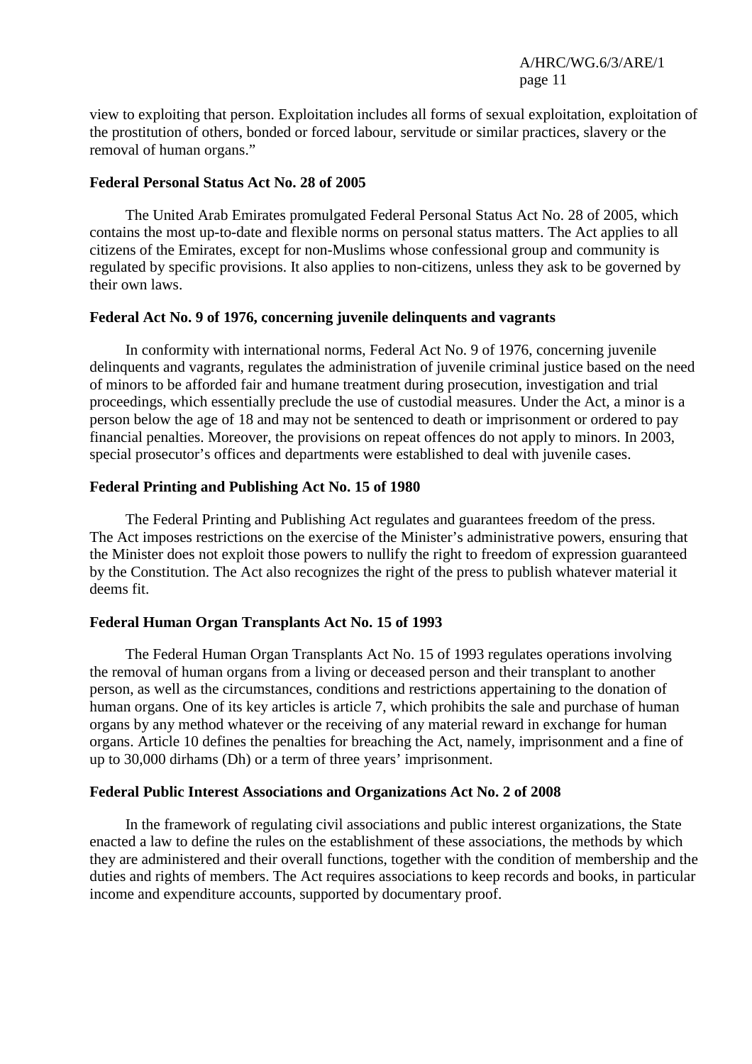view to exploiting that person. Exploitation includes all forms of sexual exploitation, exploitation of the prostitution of others, bonded or forced labour, servitude or similar practices, slavery or the removal of human organs."

**Federal Personal Status Act No. 28 of 2005**

The United Arab Emirates promulgated Federal Personal Status Act No. 28 of 2005, which contains the most up-to-date and flexible norms on personal status matters. The Act applies to all citizens of the Emirates, except for non-Muslims whose confessional group and community is regulated by specific provisions. It also applies to non-citizens, unless they ask to be governed by their own laws.

**Federal Act No. 9 of 1976, concerning juvenile delinquents and vagrants**

In conformity with international norms, Federal Act No. 9 of 1976, concerning juvenile delinquents and vagrants, regulates the administration of juvenile criminal justice based on the need of minors to be afforded fair and humane treatment during prosecution, investigation and trial proceedings, which essentially preclude the use of custodial measures. Under the Act, a minor is a person below the age of 18 and may not be sentenced to death or imprisonment or ordered to pay financial penalties. Moreover, the provisions on repeat offences do not apply to minors. In 2003, special prosecutor's offices and departments were established to deal with juvenile cases.

**Federal Printing and Publishing Act No. 15 of 1980**

The Federal Printing and Publishing Act regulates and guarantees freedom of the press. The Act imposes restrictions on the exercise of the Minister's administrative powers, ensuring that the Minister does not exploit those powers to nullify the right to freedom of expression guaranteed by the Constitution. The Act also recognizes the right of the press to publish whatever material it deems fit.

**Federal Human Organ Transplants Act No. 15 of 1993**

The Federal Human Organ Transplants Act No. 15 of 1993 regulates operations involving the removal of human organs from a living or deceased person and their transplant to another person, as well as the circumstances, conditions and restrictions appertaining to the donation of human organs. One of its key articles is article 7, which prohibits the sale and purchase of human organs by any method whatever or the receiving of any material reward in exchange for human organs. Article 10 defines the penalties for breaching the Act, namely, imprisonment and a fine of up to 30,000 dirhams (Dh) or a term of three years' imprisonment.

**Federal Public Interest Associations and Organizations Act No. 2 of 2008**

In the framework of regulating civil associations and public interest organizations, the State enacted a law to define the rules on the establishment of these associations, the methods by which they are administered and their overall functions, together with the condition of membership and the duties and rights of members. The Act requires associations to keep records and books, in particular income and expenditure accounts, supported by documentary proof.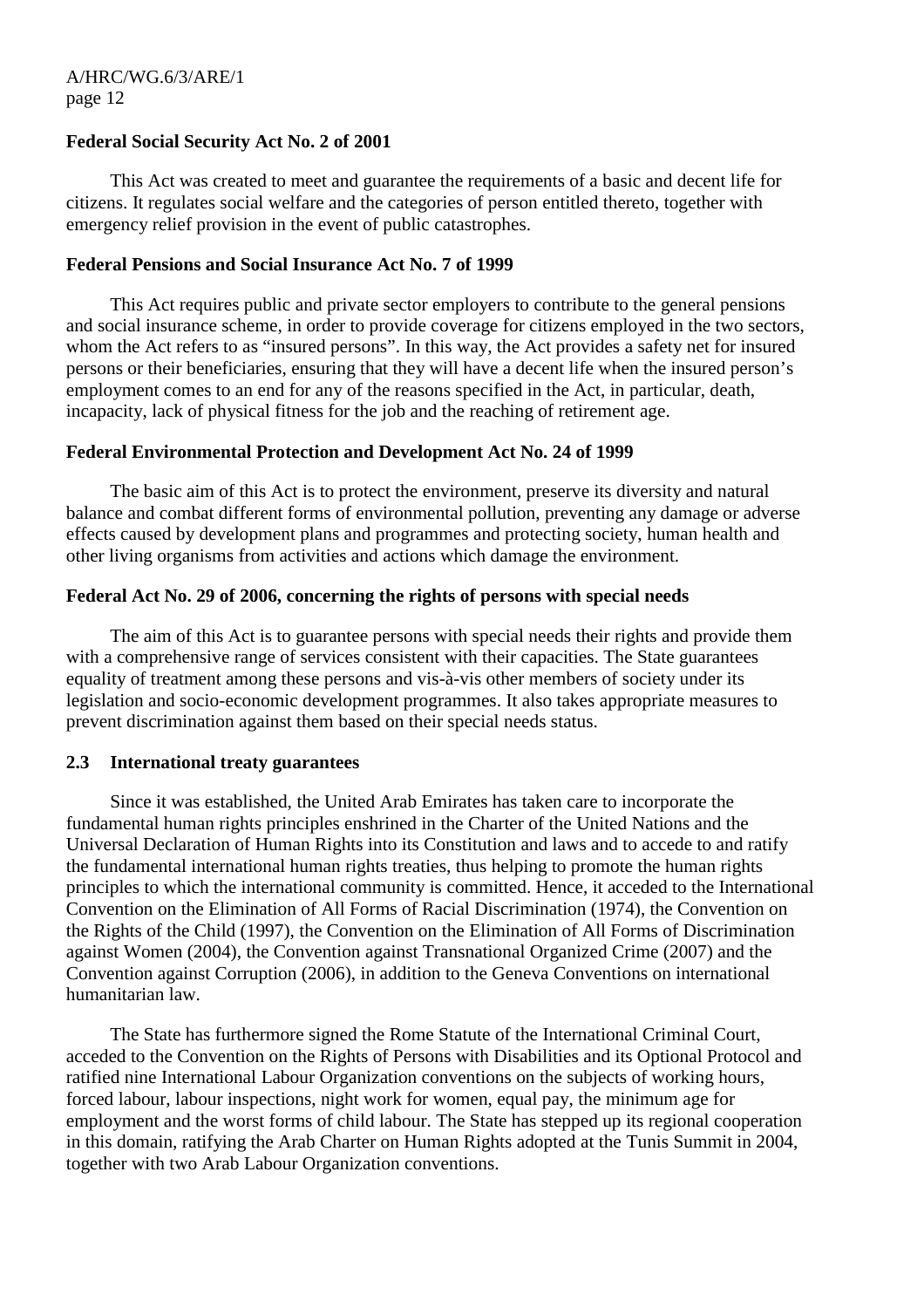**Federal Social Security Act No. 2 of 2001**

This Act was created to meet and guarantee the requirements of a basic and decent life for citizens. It regulates social welfare and the categories of person entitled thereto, together with emergency relief provision in the event of public catastrophes.

**Federal Pensions and Social Insurance Act No. 7 of 1999**

This Act requires public and private sector employers to contribute to the general pensions and social insurance scheme, in order to provide coverage for citizens employed in the two sectors, whom the Act refers to as "insured persons". In this way, the Act provides a safety net for insured persons or their beneficiaries, ensuring that they will have a decent life when the insured person's employment comes to an end for any of the reasons specified in the Act, in particular, death, incapacity, lack of physical fitness for the job and the reaching of retirement age.

**Federal Environmental Protection and Development Act No. 24 of 1999**

The basic aim of this Act is to protect the environment, preserve its diversity and natural balance and combat different forms of environmental pollution, preventing any damage or adverse effects caused by development plans and programmes and protecting society, human health and other living organisms from activities and actions which damage the environment.

**Federal Act No. 29 of 2006, concerning the rights of persons with special needs**

The aim of this Act is to guarantee persons with special needs their rights and provide them with a comprehensive range of services consistent with their capacities. The State guarantees equality of treatment among these persons and vis-à-vis other members of society under its legislation and socio-economic development programmes. It also takes appropriate measures to prevent discrimination against them based on their special needs status.

### 2.3 International treaty guarantees

Since it was established, the United Arab Emirates has taken care to incorporate the fundamental human rights principles enshrined in the Charter of the United Nations and the Universal Declaration of Human Rights into its Constitution and laws and to accede to and ratify the fundamental international human rights treaties, thus helping to promote the human rights principles to which the international community is committed. Hence, it acceded to the International Convention on the Elimination of All Forms of Racial Discrimination (1974), the Convention on the Rights of the Child (1997), the Convention on the Elimination of All Forms of Discrimination against Women (2004), the Convention against Transnational Organized Crime (2007) and the Convention against Corruption (2006), in addition to the Geneva Conventions on international humanitarian law.

The State has furthermore signed the Rome Statute of the International Criminal Court, acceded to the Convention on the Rights of Persons with Disabilities and its Optional Protocol and ratified nine International Labour Organization conventions on the subjects of working hours, forced labour, labour inspections, night work for women, equal pay, the minimum age for employment and the worst forms of child labour. The State has stepped up its regional cooperation in this domain, ratifying the Arab Charter on Human Rights adopted at the Tunis Summit in 2004, together with two Arab Labour Organization conventions.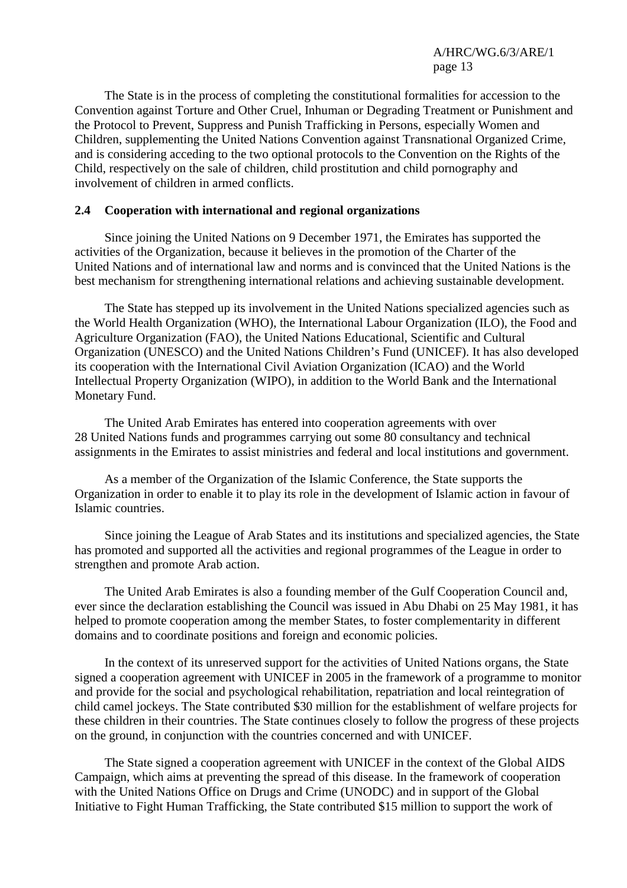The State is in the process of completing the constitutional formalities for accession to the Convention against Torture and Other Cruel, Inhuman or Degrading Treatment or Punishment and the Protocol to Prevent, Suppress and Punish Trafficking in Persons, especially Women and Children, supplementing the United Nations Convention against Transnational Organized Crime, and is considering acceding to the two optional protocols to the Convention on the Rights of the Child, respectively on the sale of children, child prostitution and child pornography and involvement of children in armed conflicts.

### 2.4 Cooperation with international and regional organizations

Since joining the United Nations on 9 December 1971, the Emirates has supported the activities of the Organization, because it believes in the promotion of the Charter of the United Nations and of international law and norms and is convinced that the United Nations is the best mechanism for strengthening international relations and achieving sustainable development.

The State has stepped up its involvement in the United Nations specialized agencies such as the World Health Organization (WHO), the International Labour Organization (ILO), the Food and Agriculture Organization (FAO), the United Nations Educational, Scientific and Cultural Organization (UNESCO) and the United Nations Children's Fund (UNICEF). It has also developed its cooperation with the International Civil Aviation Organization (ICAO) and the World Intellectual Property Organization (WIPO), in addition to the World Bank and the International Monetary Fund.

The United Arab Emirates has entered into cooperation agreements with over 28 United Nations funds and programmes carrying out some 80 consultancy and technical assignments in the Emirates to assist ministries and federal and local institutions and government.

As a member of the Organization of the Islamic Conference, the State supports the Organization in order to enable it to play its role in the development of Islamic action in favour of Islamic countries.

Since joining the League of Arab States and its institutions and specialized agencies, the State has promoted and supported all the activities and regional programmes of the League in order to strengthen and promote Arab action.

The United Arab Emirates is also a founding member of the Gulf Cooperation Council and, ever since the declaration establishing the Council was issued in Abu Dhabi on 25 May 1981, it has helped to promote cooperation among the member States, to foster complementarity in different domains and to coordinate positions and foreign and economic policies.

In the context of its unreserved support for the activities of United Nations organs, the State signed a cooperation agreement with UNICEF in 2005 in the framework of a programme to monitor and provide for the social and psychological rehabilitation, repatriation and local reintegration of child camel jockeys. The State contributed $30 million for the establishment of welfare projects for these children in their countries. The State continues closely to follow the progress of these projects on the ground, in conjunction with the countries concerned and with UNICEF.

The State signed a cooperation agreement with UNICEF in the context of the Global AIDS Campaign, which aims at preventing the spread of this disease. In the framework of cooperation with the United Nations Office on Drugs and Crime (UNODC) and in support of the Global Initiative to Fight Human Trafficking, the State contributed $15 million to support the work of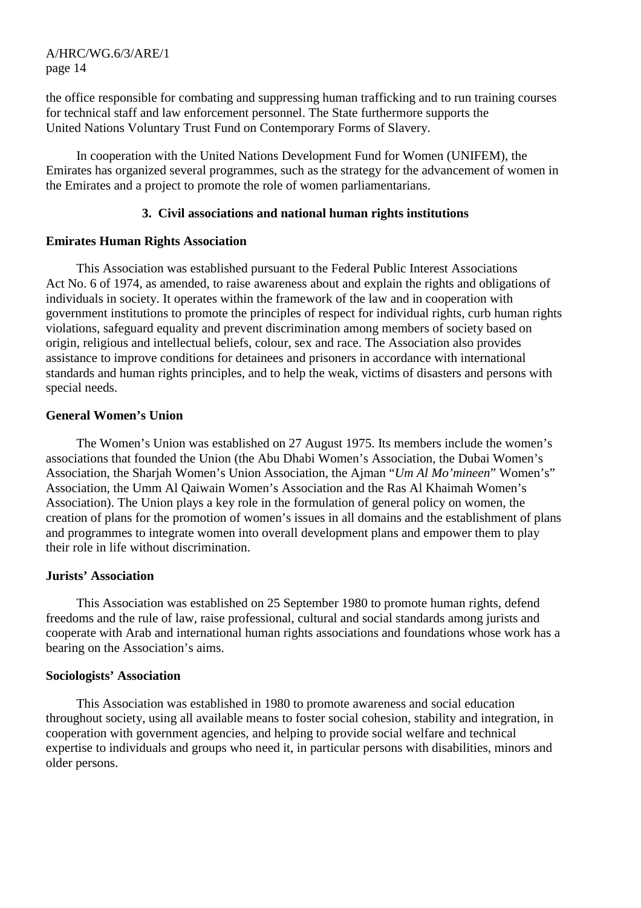the office responsible for combating and suppressing human trafficking and to run training courses for technical staff and law enforcement personnel. The State furthermore supports the United Nations Voluntary Trust Fund on Contemporary Forms of Slavery.

In cooperation with the United Nations Development Fund for Women (UNIFEM), the Emirates has organized several programmes, such as the strategy for the advancement of women in the Emirates and a project to promote the role of women parliamentarians.

### 3. Civil associations and national human rights institutions

**Emirates Human Rights Association**

This Association was established pursuant to the Federal Public Interest Associations Act No. 6 of 1974, as amended, to raise awareness about and explain the rights and obligations of individuals in society. It operates within the framework of the law and in cooperation with government institutions to promote the principles of respect for individual rights, curb human rights violations, safeguard equality and prevent discrimination among members of society based on origin, religious and intellectual beliefs, colour, sex and race. The Association also provides assistance to improve conditions for detainees and prisoners in accordance with international standards and human rights principles, and to help the weak, victims of disasters and persons with special needs.

**General Women's Union**

The Women's Union was established on 27 August 1975. Its members include the women's associations that founded the Union (the Abu Dhabi Women's Association, the Dubai Women's Association, the Sharjah Women's Union Association, the Ajman "*Um Al Mo'mineen*" Women's" Association, the Umm Al Qaiwain Women's Association and the Ras Al Khaimah Women's Association). The Union plays a key role in the formulation of general policy on women, the creation of plans for the promotion of women's issues in all domains and the establishment of plans and programmes to integrate women into overall development plans and empower them to play their role in life without discrimination.

**Jurists' Association**

This Association was established on 25 September 1980 to promote human rights, defend freedoms and the rule of law, raise professional, cultural and social standards among jurists and cooperate with Arab and international human rights associations and foundations whose work has a bearing on the Association's aims.

**Sociologists' Association**

This Association was established in 1980 to promote awareness and social education throughout society, using all available means to foster social cohesion, stability and integration, in cooperation with government agencies, and helping to provide social welfare and technical expertise to individuals and groups who need it, in particular persons with disabilities, minors and older persons.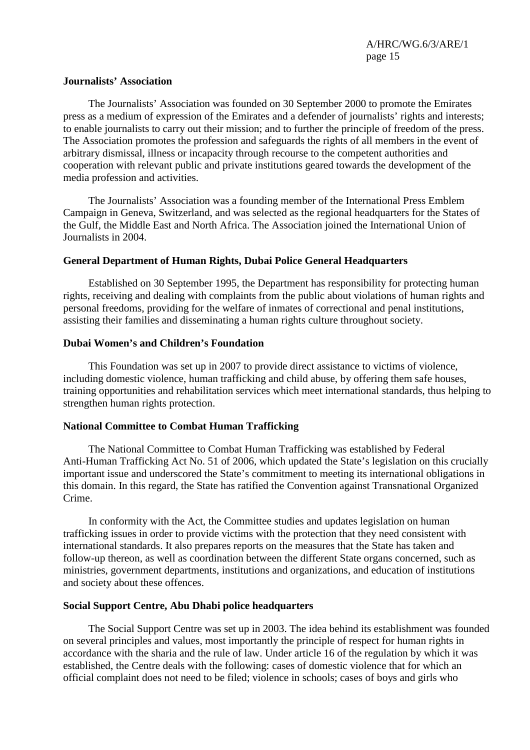**Journalists' Association**

The Journalists' Association was founded on 30 September 2000 to promote the Emirates press as a medium of expression of the Emirates and a defender of journalists' rights and interests; to enable journalists to carry out their mission; and to further the principle of freedom of the press. The Association promotes the profession and safeguards the rights of all members in the event of arbitrary dismissal, illness or incapacity through recourse to the competent authorities and cooperation with relevant public and private institutions geared towards the development of the media profession and activities.

The Journalists' Association was a founding member of the International Press Emblem Campaign in Geneva, Switzerland, and was selected as the regional headquarters for the States of the Gulf, the Middle East and North Africa. The Association joined the International Union of Journalists in 2004.

**General Department of Human Rights, Dubai Police General Headquarters**

Established on 30 September 1995, the Department has responsibility for protecting human rights, receiving and dealing with complaints from the public about violations of human rights and personal freedoms, providing for the welfare of inmates of correctional and penal institutions, assisting their families and disseminating a human rights culture throughout society.

**Dubai Women's and Children's Foundation**

This Foundation was set up in 2007 to provide direct assistance to victims of violence, including domestic violence, human trafficking and child abuse, by offering them safe houses, training opportunities and rehabilitation services which meet international standards, thus helping to strengthen human rights protection.

**National Committee to Combat Human Trafficking**

The National Committee to Combat Human Trafficking was established by Federal Anti-Human Trafficking Act No. 51 of 2006, which updated the State's legislation on this crucially important issue and underscored the State's commitment to meeting its international obligations in this domain. In this regard, the State has ratified the Convention against Transnational Organized Crime.

In conformity with the Act, the Committee studies and updates legislation on human trafficking issues in order to provide victims with the protection that they need consistent with international standards. It also prepares reports on the measures that the State has taken and follow-up thereon, as well as coordination between the different State organs concerned, such as ministries, government departments, institutions and organizations, and education of institutions and society about these offences.

**Social Support Centre, Abu Dhabi police headquarters**

The Social Support Centre was set up in 2003. The idea behind its establishment was founded on several principles and values, most importantly the principle of respect for human rights in accordance with the sharia and the rule of law. Under article 16 of the regulation by which it was established, the Centre deals with the following: cases of domestic violence that for which an official complaint does not need to be filed; violence in schools; cases of boys and girls who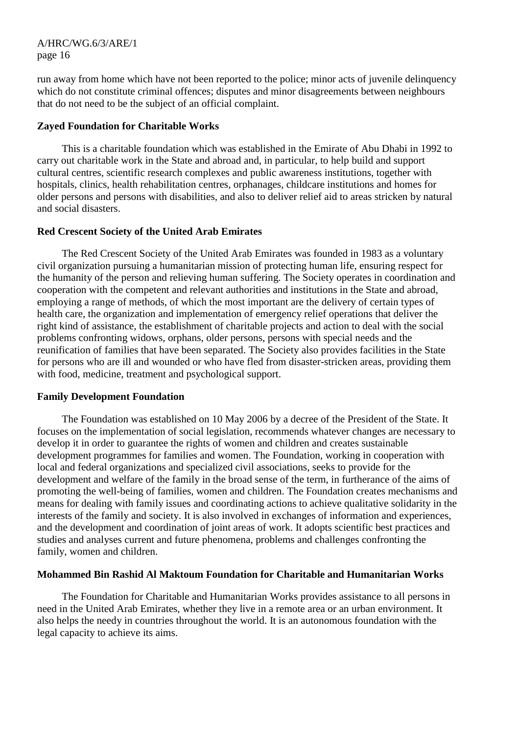run away from home which have not been reported to the police; minor acts of juvenile delinquency which do not constitute criminal offences; disputes and minor disagreements between neighbours that do not need to be the subject of an official complaint.

**Zayed Foundation for Charitable Works**

This is a charitable foundation which was established in the Emirate of Abu Dhabi in 1992 to carry out charitable work in the State and abroad and, in particular, to help build and support cultural centres, scientific research complexes and public awareness institutions, together with hospitals, clinics, health rehabilitation centres, orphanages, childcare institutions and homes for older persons and persons with disabilities, and also to deliver relief aid to areas stricken by natural and social disasters.

**Red Crescent Society of the United Arab Emirates**

The Red Crescent Society of the United Arab Emirates was founded in 1983 as a voluntary civil organization pursuing a humanitarian mission of protecting human life, ensuring respect for the humanity of the person and relieving human suffering. The Society operates in coordination and cooperation with the competent and relevant authorities and institutions in the State and abroad, employing a range of methods, of which the most important are the delivery of certain types of health care, the organization and implementation of emergency relief operations that deliver the right kind of assistance, the establishment of charitable projects and action to deal with the social problems confronting widows, orphans, older persons, persons with special needs and the reunification of families that have been separated. The Society also provides facilities in the State for persons who are ill and wounded or who have fled from disaster-stricken areas, providing them with food, medicine, treatment and psychological support.

**Family Development Foundation**

The Foundation was established on 10 May 2006 by a decree of the President of the State. It focuses on the implementation of social legislation, recommends whatever changes are necessary to develop it in order to guarantee the rights of women and children and creates sustainable development programmes for families and women. The Foundation, working in cooperation with local and federal organizations and specialized civil associations, seeks to provide for the development and welfare of the family in the broad sense of the term, in furtherance of the aims of promoting the well-being of families, women and children. The Foundation creates mechanisms and means for dealing with family issues and coordinating actions to achieve qualitative solidarity in the interests of the family and society. It is also involved in exchanges of information and experiences, and the development and coordination of joint areas of work. It adopts scientific best practices and studies and analyses current and future phenomena, problems and challenges confronting the family, women and children.

**Mohammed Bin Rashid Al Maktoum Foundation for Charitable and Humanitarian Works**

The Foundation for Charitable and Humanitarian Works provides assistance to all persons in need in the United Arab Emirates, whether they live in a remote area or an urban environment. It also helps the needy in countries throughout the world. It is an autonomous foundation with the legal capacity to achieve its aims.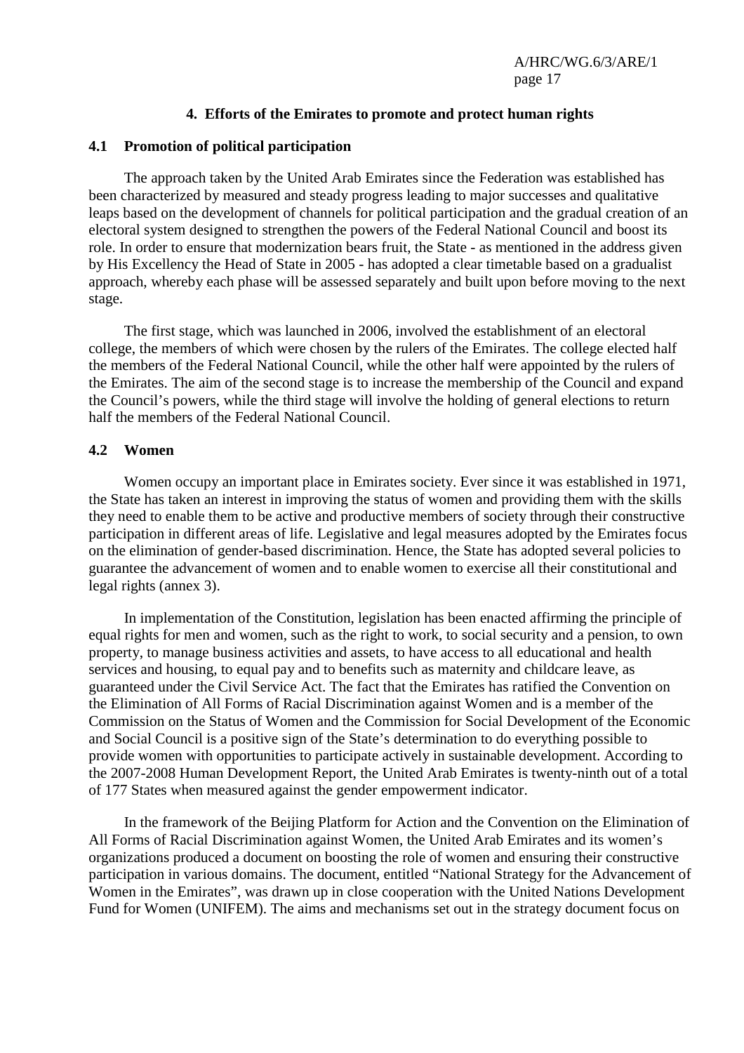## 4. Efforts of the Emirates to promote and protect human rights

### 4.1 Promotion of political participation

The approach taken by the United Arab Emirates since the Federation was established has been characterized by measured and steady progress leading to major successes and qualitative leaps based on the development of channels for political participation and the gradual creation of an electoral system designed to strengthen the powers of the Federal National Council and boost its role. In order to ensure that modernization bears fruit, the State - as mentioned in the address given by His Excellency the Head of State in 2005 - has adopted a clear timetable based on a gradualist approach, whereby each phase will be assessed separately and built upon before moving to the next stage.

The first stage, which was launched in 2006, involved the establishment of an electoral college, the members of which were chosen by the rulers of the Emirates. The college elected half the members of the Federal National Council, while the other half were appointed by the rulers of the Emirates. The aim of the second stage is to increase the membership of the Council and expand the Council's powers, while the third stage will involve the holding of general elections to return half the members of the Federal National Council.

### 4.2 Women

Women occupy an important place in Emirates society. Ever since it was established in 1971, the State has taken an interest in improving the status of women and providing them with the skills they need to enable them to be active and productive members of society through their constructive participation in different areas of life. Legislative and legal measures adopted by the Emirates focus on the elimination of gender-based discrimination. Hence, the State has adopted several policies to guarantee the advancement of women and to enable women to exercise all their constitutional and legal rights (annex 3).

In implementation of the Constitution, legislation has been enacted affirming the principle of equal rights for men and women, such as the right to work, to social security and a pension, to own property, to manage business activities and assets, to have access to all educational and health services and housing, to equal pay and to benefits such as maternity and childcare leave, as guaranteed under the Civil Service Act. The fact that the Emirates has ratified the Convention on the Elimination of All Forms of Racial Discrimination against Women and is a member of the Commission on the Status of Women and the Commission for Social Development of the Economic and Social Council is a positive sign of the State's determination to do everything possible to provide women with opportunities to participate actively in sustainable development. According to the 2007-2008 Human Development Report, the United Arab Emirates is twenty-ninth out of a total of 177 States when measured against the gender empowerment indicator.

In the framework of the Beijing Platform for Action and the Convention on the Elimination of All Forms of Racial Discrimination against Women, the United Arab Emirates and its women's organizations produced a document on boosting the role of women and ensuring their constructive participation in various domains. The document, entitled "National Strategy for the Advancement of Women in the Emirates", was drawn up in close cooperation with the United Nations Development Fund for Women (UNIFEM). The aims and mechanisms set out in the strategy document focus on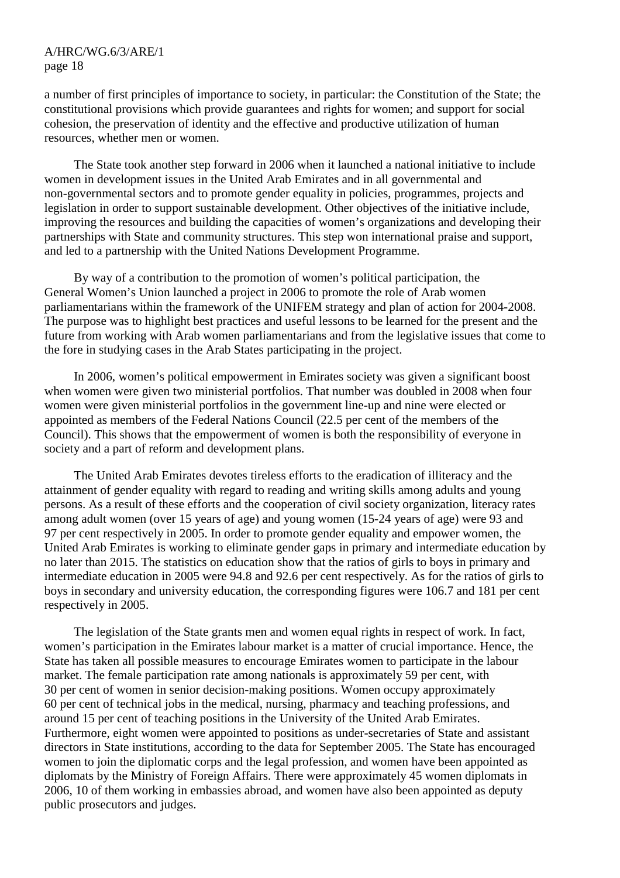a number of first principles of importance to society, in particular: the Constitution of the State; the constitutional provisions which provide guarantees and rights for women; and support for social cohesion, the preservation of identity and the effective and productive utilization of human resources, whether men or women.

The State took another step forward in 2006 when it launched a national initiative to include women in development issues in the United Arab Emirates and in all governmental and non-governmental sectors and to promote gender equality in policies, programmes, projects and legislation in order to support sustainable development. Other objectives of the initiative include, improving the resources and building the capacities of women's organizations and developing their partnerships with State and community structures. This step won international praise and support, and led to a partnership with the United Nations Development Programme.

By way of a contribution to the promotion of women's political participation, the General Women's Union launched a project in 2006 to promote the role of Arab women parliamentarians within the framework of the UNIFEM strategy and plan of action for 2004-2008. The purpose was to highlight best practices and useful lessons to be learned for the present and the future from working with Arab women parliamentarians and from the legislative issues that come to the fore in studying cases in the Arab States participating in the project.

In 2006, women's political empowerment in Emirates society was given a significant boost when women were given two ministerial portfolios. That number was doubled in 2008 when four women were given ministerial portfolios in the government line-up and nine were elected or appointed as members of the Federal Nations Council (22.5 per cent of the members of the Council). This shows that the empowerment of women is both the responsibility of everyone in society and a part of reform and development plans.

The United Arab Emirates devotes tireless efforts to the eradication of illiteracy and the attainment of gender equality with regard to reading and writing skills among adults and young persons. As a result of these efforts and the cooperation of civil society organization, literacy rates among adult women (over 15 years of age) and young women (15-24 years of age) were 93 and 97 per cent respectively in 2005. In order to promote gender equality and empower women, the United Arab Emirates is working to eliminate gender gaps in primary and intermediate education by no later than 2015. The statistics on education show that the ratios of girls to boys in primary and intermediate education in 2005 were 94.8 and 92.6 per cent respectively. As for the ratios of girls to boys in secondary and university education, the corresponding figures were 106.7 and 181 per cent respectively in 2005.

The legislation of the State grants men and women equal rights in respect of work. In fact, women's participation in the Emirates labour market is a matter of crucial importance. Hence, the State has taken all possible measures to encourage Emirates women to participate in the labour market. The female participation rate among nationals is approximately 59 per cent, with 30 per cent of women in senior decision-making positions. Women occupy approximately 60 per cent of technical jobs in the medical, nursing, pharmacy and teaching professions, and around 15 per cent of teaching positions in the University of the United Arab Emirates. Furthermore, eight women were appointed to positions as under-secretaries of State and assistant directors in State institutions, according to the data for September 2005. The State has encouraged women to join the diplomatic corps and the legal profession, and women have been appointed as diplomats by the Ministry of Foreign Affairs. There were approximately 45 women diplomats in 2006, 10 of them working in embassies abroad, and women have also been appointed as deputy public prosecutors and judges.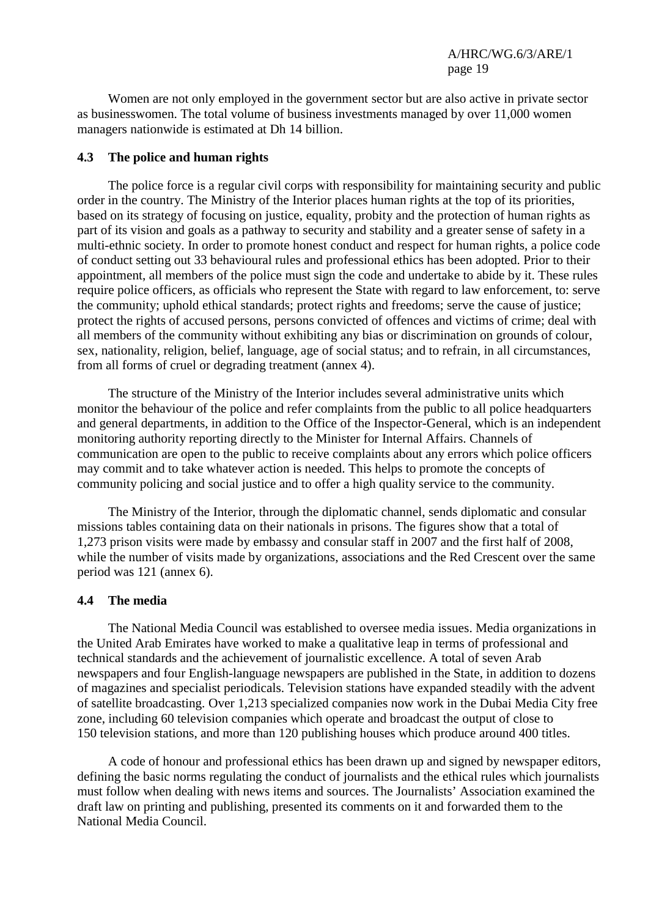Women are not only employed in the government sector but are also active in private sector as businesswomen. The total volume of business investments managed by over 11,000 women managers nationwide is estimated at Dh 14 billion.

## 4.3 The police and human rights

The police force is a regular civil corps with responsibility for maintaining security and public order in the country. The Ministry of the Interior places human rights at the top of its priorities, based on its strategy of focusing on justice, equality, probity and the protection of human rights as part of its vision and goals as a pathway to security and stability and a greater sense of safety in a multi-ethnic society. In order to promote honest conduct and respect for human rights, a police code of conduct setting out 33 behavioural rules and professional ethics has been adopted. Prior to their appointment, all members of the police must sign the code and undertake to abide by it. These rules require police officers, as officials who represent the State with regard to law enforcement, to: serve the community; uphold ethical standards; protect rights and freedoms; serve the cause of justice; protect the rights of accused persons, persons convicted of offences and victims of crime; deal with all members of the community without exhibiting any bias or discrimination on grounds of colour, sex, nationality, religion, belief, language, age of social status; and to refrain, in all circumstances, from all forms of cruel or degrading treatment (annex 4).

The structure of the Ministry of the Interior includes several administrative units which monitor the behaviour of the police and refer complaints from the public to all police headquarters and general departments, in addition to the Office of the Inspector-General, which is an independent monitoring authority reporting directly to the Minister for Internal Affairs. Channels of communication are open to the public to receive complaints about any errors which police officers may commit and to take whatever action is needed. This helps to promote the concepts of community policing and social justice and to offer a high quality service to the community.

The Ministry of the Interior, through the diplomatic channel, sends diplomatic and consular missions tables containing data on their nationals in prisons. The figures show that a total of 1,273 prison visits were made by embassy and consular staff in 2007 and the first half of 2008, while the number of visits made by organizations, associations and the Red Crescent over the same period was 121 (annex 6).

## 4.4 The media

The National Media Council was established to oversee media issues. Media organizations in the United Arab Emirates have worked to make a qualitative leap in terms of professional and technical standards and the achievement of journalistic excellence. A total of seven Arab newspapers and four English-language newspapers are published in the State, in addition to dozens of magazines and specialist periodicals. Television stations have expanded steadily with the advent of satellite broadcasting. Over 1,213 specialized companies now work in the Dubai Media City free zone, including 60 television companies which operate and broadcast the output of close to 150 television stations, and more than 120 publishing houses which produce around 400 titles.

A code of honour and professional ethics has been drawn up and signed by newspaper editors, defining the basic norms regulating the conduct of journalists and the ethical rules which journalists must follow when dealing with news items and sources. The Journalists' Association examined the draft law on printing and publishing, presented its comments on it and forwarded them to the National Media Council.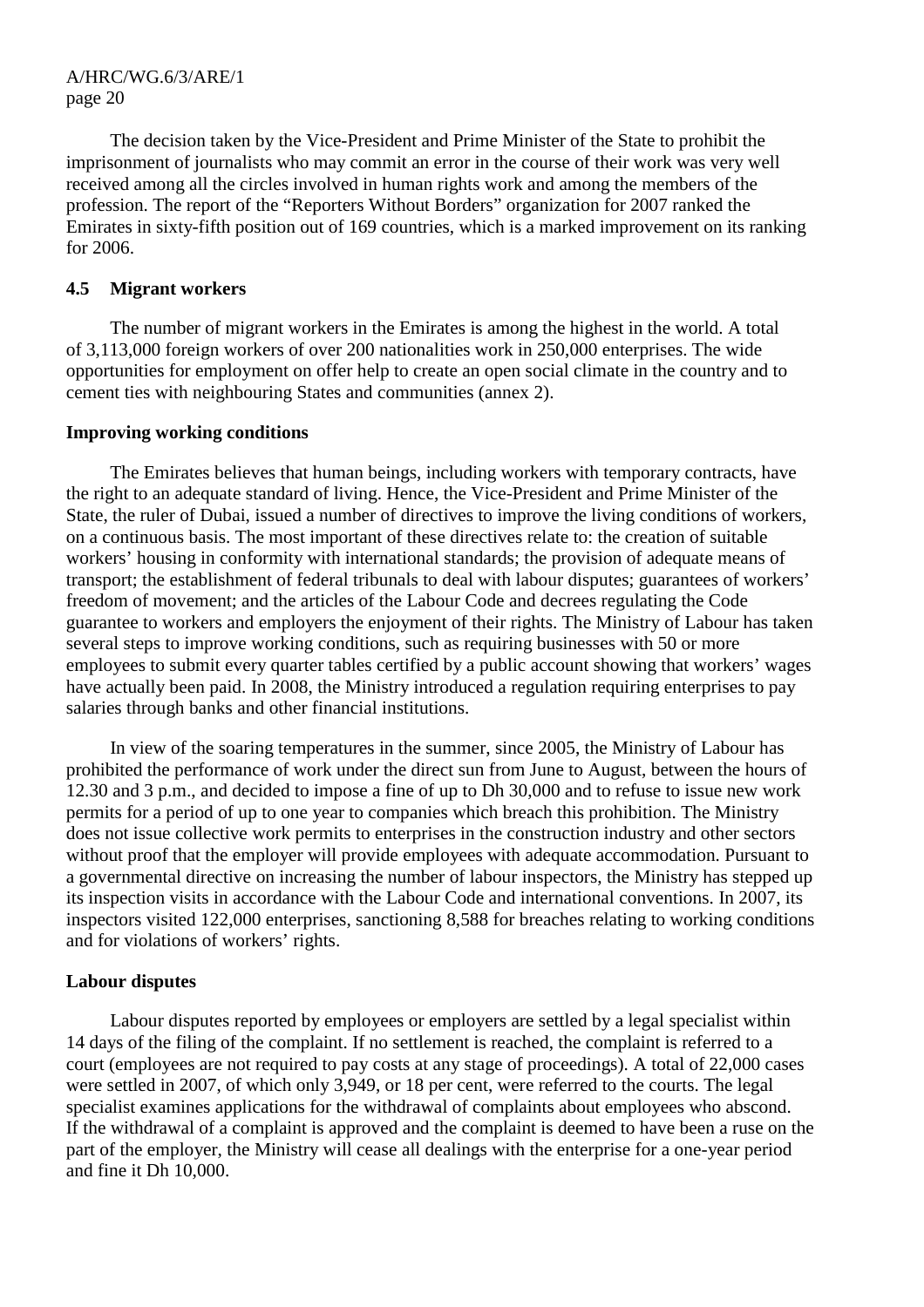The decision taken by the Vice-President and Prime Minister of the State to prohibit the imprisonment of journalists who may commit an error in the course of their work was very well received among all the circles involved in human rights work and among the members of the profession. The report of the "Reporters Without Borders" organization for 2007 ranked the Emirates in sixty-fifth position out of 169 countries, which is a marked improvement on its ranking for 2006.

### 4.5 Migrant workers

The number of migrant workers in the Emirates is among the highest in the world. A total of 3,113,000 foreign workers of over 200 nationalities work in 250,000 enterprises. The wide opportunities for employment on offer help to create an open social climate in the country and to cement ties with neighbouring States and communities (annex 2).

**Improving working conditions**

The Emirates believes that human beings, including workers with temporary contracts, have the right to an adequate standard of living. Hence, the Vice-President and Prime Minister of the State, the ruler of Dubai, issued a number of directives to improve the living conditions of workers, on a continuous basis. The most important of these directives relate to: the creation of suitable workers' housing in conformity with international standards; the provision of adequate means of transport; the establishment of federal tribunals to deal with labour disputes; guarantees of workers' freedom of movement; and the articles of the Labour Code and decrees regulating the Code guarantee to workers and employers the enjoyment of their rights. The Ministry of Labour has taken several steps to improve working conditions, such as requiring businesses with 50 or more employees to submit every quarter tables certified by a public account showing that workers' wages have actually been paid. In 2008, the Ministry introduced a regulation requiring enterprises to pay salaries through banks and other financial institutions.

In view of the soaring temperatures in the summer, since 2005, the Ministry of Labour has prohibited the performance of work under the direct sun from June to August, between the hours of 12.30 and 3 p.m., and decided to impose a fine of up to Dh 30,000 and to refuse to issue new work permits for a period of up to one year to companies which breach this prohibition. The Ministry does not issue collective work permits to enterprises in the construction industry and other sectors without proof that the employer will provide employees with adequate accommodation. Pursuant to a governmental directive on increasing the number of labour inspectors, the Ministry has stepped up its inspection visits in accordance with the Labour Code and international conventions. In 2007, its inspectors visited 122,000 enterprises, sanctioning 8,588 for breaches relating to working conditions and for violations of workers' rights.

**Labour disputes**

Labour disputes reported by employees or employers are settled by a legal specialist within 14 days of the filing of the complaint. If no settlement is reached, the complaint is referred to a court (employees are not required to pay costs at any stage of proceedings). A total of 22,000 cases were settled in 2007, of which only 3,949, or 18 per cent, were referred to the courts. The legal specialist examines applications for the withdrawal of complaints about employees who abscond. If the withdrawal of a complaint is approved and the complaint is deemed to have been a ruse on the part of the employer, the Ministry will cease all dealings with the enterprise for a one-year period and fine it Dh 10,000.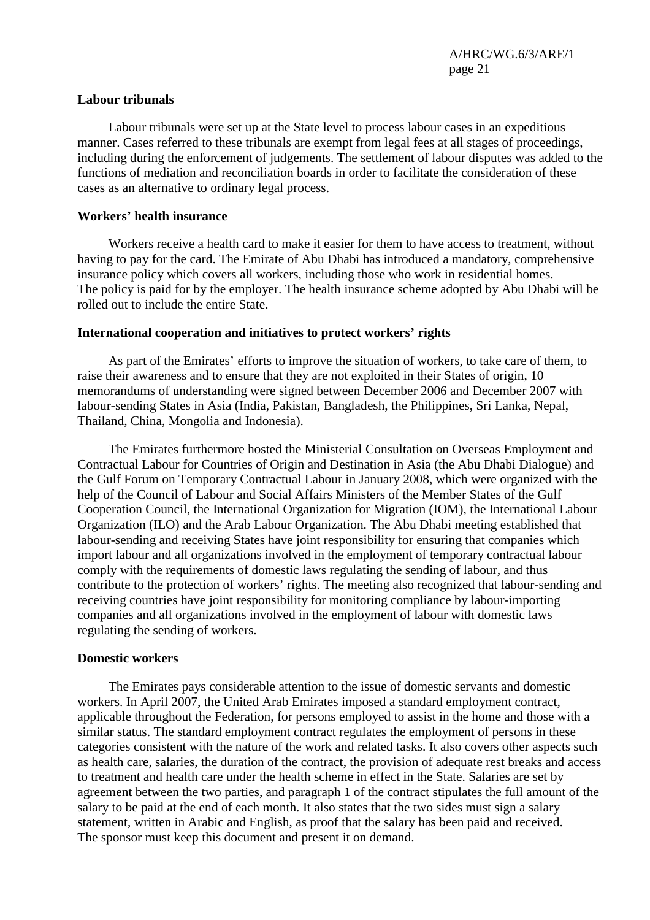**Labour tribunals**

Labour tribunals were set up at the State level to process labour cases in an expeditious manner. Cases referred to these tribunals are exempt from legal fees at all stages of proceedings, including during the enforcement of judgements. The settlement of labour disputes was added to the functions of mediation and reconciliation boards in order to facilitate the consideration of these cases as an alternative to ordinary legal process.

**Workers' health insurance**

Workers receive a health card to make it easier for them to have access to treatment, without having to pay for the card. The Emirate of Abu Dhabi has introduced a mandatory, comprehensive insurance policy which covers all workers, including those who work in residential homes. The policy is paid for by the employer. The health insurance scheme adopted by Abu Dhabi will be rolled out to include the entire State.

**International cooperation and initiatives to protect workers' rights**

As part of the Emirates' efforts to improve the situation of workers, to take care of them, to raise their awareness and to ensure that they are not exploited in their States of origin, 10 memorandums of understanding were signed between December 2006 and December 2007 with labour-sending States in Asia (India, Pakistan, Bangladesh, the Philippines, Sri Lanka, Nepal, Thailand, China, Mongolia and Indonesia).

The Emirates furthermore hosted the Ministerial Consultation on Overseas Employment and Contractual Labour for Countries of Origin and Destination in Asia (the Abu Dhabi Dialogue) and the Gulf Forum on Temporary Contractual Labour in January 2008, which were organized with the help of the Council of Labour and Social Affairs Ministers of the Member States of the Gulf Cooperation Council, the International Organization for Migration (IOM), the International Labour Organization (ILO) and the Arab Labour Organization. The Abu Dhabi meeting established that labour-sending and receiving States have joint responsibility for ensuring that companies which import labour and all organizations involved in the employment of temporary contractual labour comply with the requirements of domestic laws regulating the sending of labour, and thus contribute to the protection of workers' rights. The meeting also recognized that labour-sending and receiving countries have joint responsibility for monitoring compliance by labour-importing companies and all organizations involved in the employment of labour with domestic laws regulating the sending of workers.

**Domestic workers**

The Emirates pays considerable attention to the issue of domestic servants and domestic workers. In April 2007, the United Arab Emirates imposed a standard employment contract, applicable throughout the Federation, for persons employed to assist in the home and those with a similar status. The standard employment contract regulates the employment of persons in these categories consistent with the nature of the work and related tasks. It also covers other aspects such as health care, salaries, the duration of the contract, the provision of adequate rest breaks and access to treatment and health care under the health scheme in effect in the State. Salaries are set by agreement between the two parties, and paragraph 1 of the contract stipulates the full amount of the salary to be paid at the end of each month. It also states that the two sides must sign a salary statement, written in Arabic and English, as proof that the salary has been paid and received. The sponsor must keep this document and present it on demand.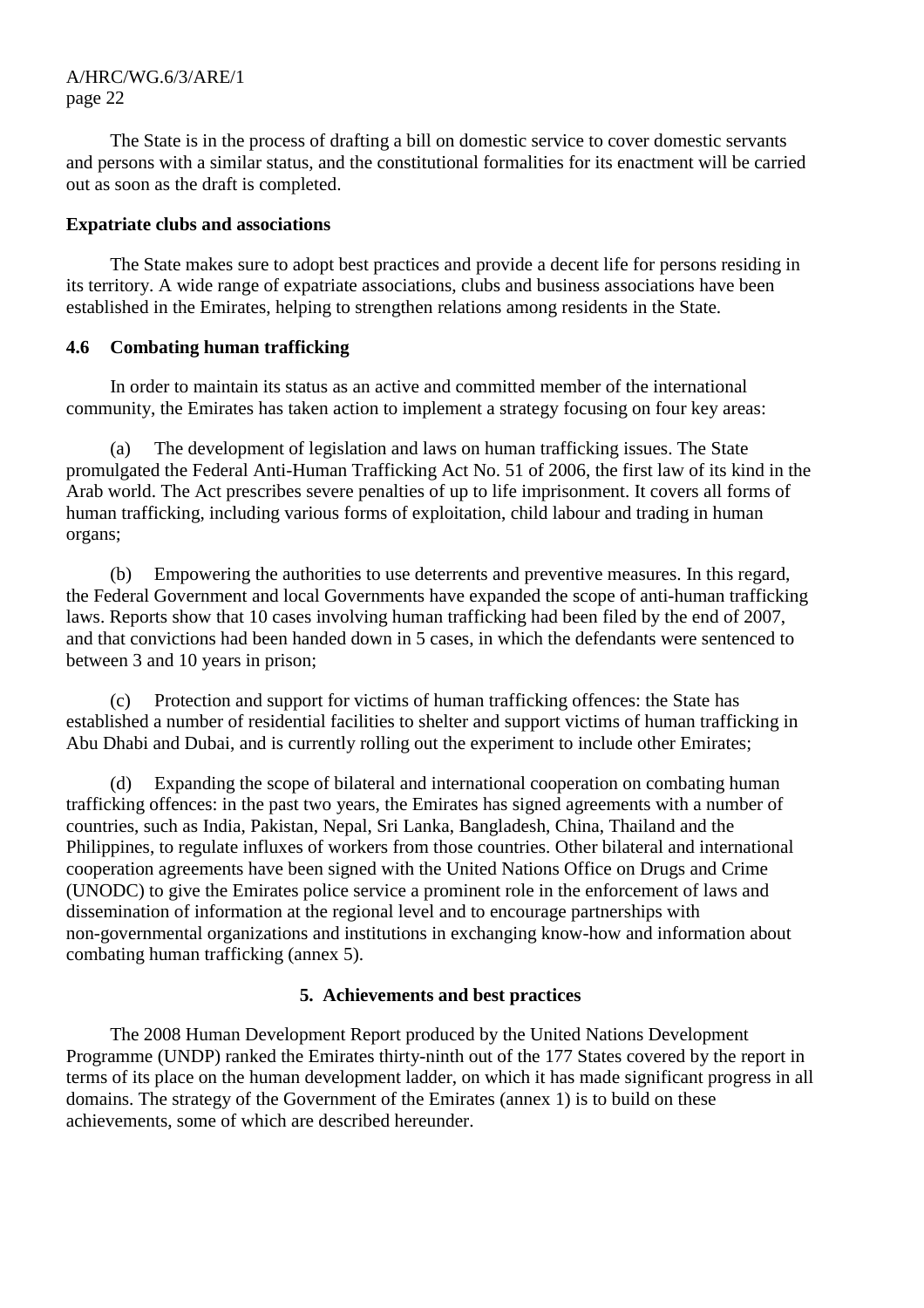The State is in the process of drafting a bill on domestic service to cover domestic servants and persons with a similar status, and the constitutional formalities for its enactment will be carried out as soon as the draft is completed.

**Expatriate clubs and associations**

The State makes sure to adopt best practices and provide a decent life for persons residing in its territory. A wide range of expatriate associations, clubs and business associations have been established in the Emirates, helping to strengthen relations among residents in the State.

### 4.6 Combating human trafficking

In order to maintain its status as an active and committed member of the international community, the Emirates has taken action to implement a strategy focusing on four key areas:

(a) The development of legislation and laws on human trafficking issues. The State promulgated the Federal Anti-Human Trafficking Act No. 51 of 2006, the first law of its kind in the Arab world. The Act prescribes severe penalties of up to life imprisonment. It covers all forms of human trafficking, including various forms of exploitation, child labour and trading in human organs;

(b) Empowering the authorities to use deterrents and preventive measures. In this regard, the Federal Government and local Governments have expanded the scope of anti-human trafficking laws. Reports show that 10 cases involving human trafficking had been filed by the end of 2007, and that convictions had been handed down in 5 cases, in which the defendants were sentenced to between 3 and 10 years in prison;

(c) Protection and support for victims of human trafficking offences: the State has established a number of residential facilities to shelter and support victims of human trafficking in Abu Dhabi and Dubai, and is currently rolling out the experiment to include other Emirates;

(d) Expanding the scope of bilateral and international cooperation on combating human trafficking offences: in the past two years, the Emirates has signed agreements with a number of countries, such as India, Pakistan, Nepal, Sri Lanka, Bangladesh, China, Thailand and the Philippines, to regulate influxes of workers from those countries. Other bilateral and international cooperation agreements have been signed with the United Nations Office on Drugs and Crime (UNODC) to give the Emirates police service a prominent role in the enforcement of laws and dissemination of information at the regional level and to encourage partnerships with non-governmental organizations and institutions in exchanging know-how and information about combating human trafficking (annex 5).

## 5. Achievements and best practices

The 2008 Human Development Report produced by the United Nations Development Programme (UNDP) ranked the Emirates thirty-ninth out of the 177 States covered by the report in terms of its place on the human development ladder, on which it has made significant progress in all domains. The strategy of the Government of the Emirates (annex 1) is to build on these achievements, some of which are described hereunder.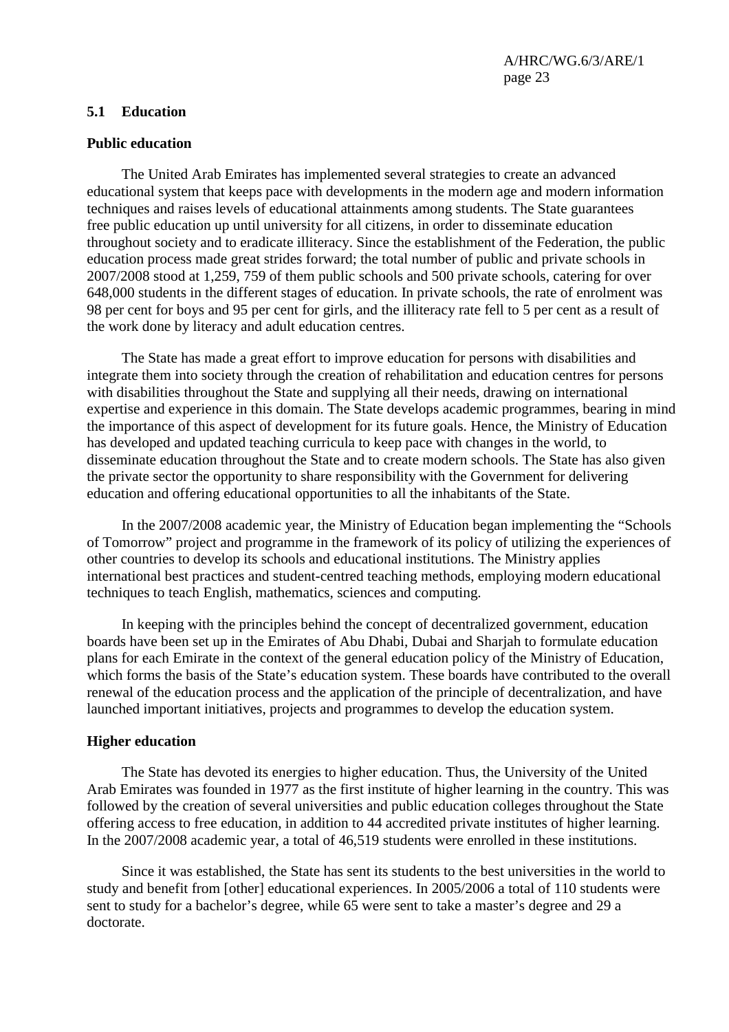### 5.1 Education

**Public education**

The United Arab Emirates has implemented several strategies to create an advanced educational system that keeps pace with developments in the modern age and modern information techniques and raises levels of educational attainments among students. The State guarantees free public education up until university for all citizens, in order to disseminate education throughout society and to eradicate illiteracy. Since the establishment of the Federation, the public education process made great strides forward; the total number of public and private schools in 2007/2008 stood at 1,259, 759 of them public schools and 500 private schools, catering for over 648,000 students in the different stages of education. In private schools, the rate of enrolment was 98 per cent for boys and 95 per cent for girls, and the illiteracy rate fell to 5 per cent as a result of the work done by literacy and adult education centres.

The State has made a great effort to improve education for persons with disabilities and integrate them into society through the creation of rehabilitation and education centres for persons with disabilities throughout the State and supplying all their needs, drawing on international expertise and experience in this domain. The State develops academic programmes, bearing in mind the importance of this aspect of development for its future goals. Hence, the Ministry of Education has developed and updated teaching curricula to keep pace with changes in the world, to disseminate education throughout the State and to create modern schools. The State has also given the private sector the opportunity to share responsibility with the Government for delivering education and offering educational opportunities to all the inhabitants of the State.

In the 2007/2008 academic year, the Ministry of Education began implementing the "Schools of Tomorrow" project and programme in the framework of its policy of utilizing the experiences of other countries to develop its schools and educational institutions. The Ministry applies international best practices and student-centred teaching methods, employing modern educational techniques to teach English, mathematics, sciences and computing.

In keeping with the principles behind the concept of decentralized government, education boards have been set up in the Emirates of Abu Dhabi, Dubai and Sharjah to formulate education plans for each Emirate in the context of the general education policy of the Ministry of Education, which forms the basis of the State's education system. These boards have contributed to the overall renewal of the education process and the application of the principle of decentralization, and have launched important initiatives, projects and programmes to develop the education system.

**Higher education**

The State has devoted its energies to higher education. Thus, the University of the United Arab Emirates was founded in 1977 as the first institute of higher learning in the country. This was followed by the creation of several universities and public education colleges throughout the State offering access to free education, in addition to 44 accredited private institutes of higher learning. In the 2007/2008 academic year, a total of 46,519 students were enrolled in these institutions.

Since it was established, the State has sent its students to the best universities in the world to study and benefit from [other] educational experiences. In 2005/2006 a total of 110 students were sent to study for a bachelor's degree, while 65 were sent to take a master's degree and 29 a doctorate.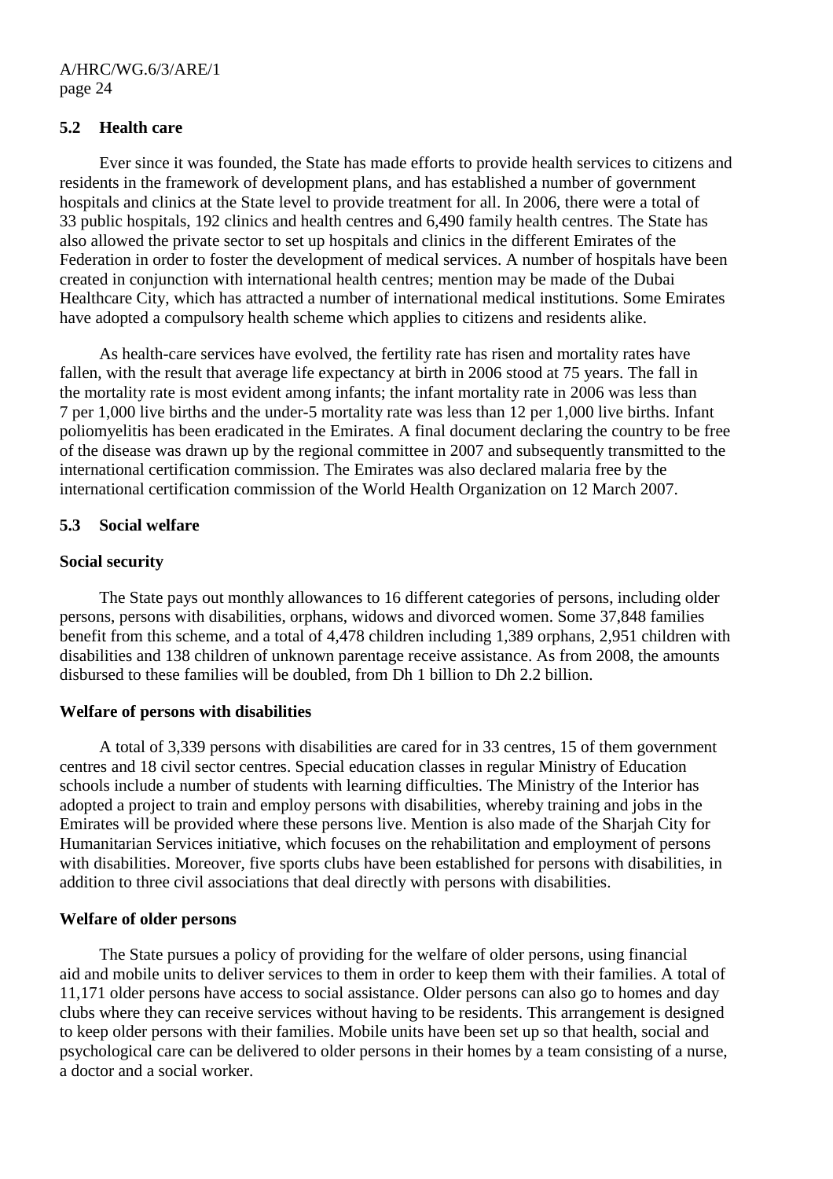### 5.2 Health care

Ever since it was founded, the State has made efforts to provide health services to citizens and residents in the framework of development plans, and has established a number of government hospitals and clinics at the State level to provide treatment for all. In 2006, there were a total of 33 public hospitals, 192 clinics and health centres and 6,490 family health centres. The State has also allowed the private sector to set up hospitals and clinics in the different Emirates of the Federation in order to foster the development of medical services. A number of hospitals have been created in conjunction with international health centres; mention may be made of the Dubai Healthcare City, which has attracted a number of international medical institutions. Some Emirates have adopted a compulsory health scheme which applies to citizens and residents alike.

As health-care services have evolved, the fertility rate has risen and mortality rates have fallen, with the result that average life expectancy at birth in 2006 stood at 75 years. The fall in the mortality rate is most evident among infants; the infant mortality rate in 2006 was less than 7 per 1,000 live births and the under-5 mortality rate was less than 12 per 1,000 live births. Infant poliomyelitis has been eradicated in the Emirates. A final document declaring the country to be free of the disease was drawn up by the regional committee in 2007 and subsequently transmitted to the international certification commission. The Emirates was also declared malaria free by the international certification commission of the World Health Organization on 12 March 2007.

### 5.3 Social welfare

**Social security**

The State pays out monthly allowances to 16 different categories of persons, including older persons, persons with disabilities, orphans, widows and divorced women. Some 37,848 families benefit from this scheme, and a total of 4,478 children including 1,389 orphans, 2,951 children with disabilities and 138 children of unknown parentage receive assistance. As from 2008, the amounts disbursed to these families will be doubled, from Dh 1 billion to Dh 2.2 billion.

**Welfare of persons with disabilities**

A total of 3,339 persons with disabilities are cared for in 33 centres, 15 of them government centres and 18 civil sector centres. Special education classes in regular Ministry of Education schools include a number of students with learning difficulties. The Ministry of the Interior has adopted a project to train and employ persons with disabilities, whereby training and jobs in the Emirates will be provided where these persons live. Mention is also made of the Sharjah City for Humanitarian Services initiative, which focuses on the rehabilitation and employment of persons with disabilities. Moreover, five sports clubs have been established for persons with disabilities, in addition to three civil associations that deal directly with persons with disabilities.

**Welfare of older persons**

The State pursues a policy of providing for the welfare of older persons, using financial aid and mobile units to deliver services to them in order to keep them with their families. A total of 11,171 older persons have access to social assistance. Older persons can also go to homes and day clubs where they can receive services without having to be residents. This arrangement is designed to keep older persons with their families. Mobile units have been set up so that health, social and psychological care can be delivered to older persons in their homes by a team consisting of a nurse, a doctor and a social worker.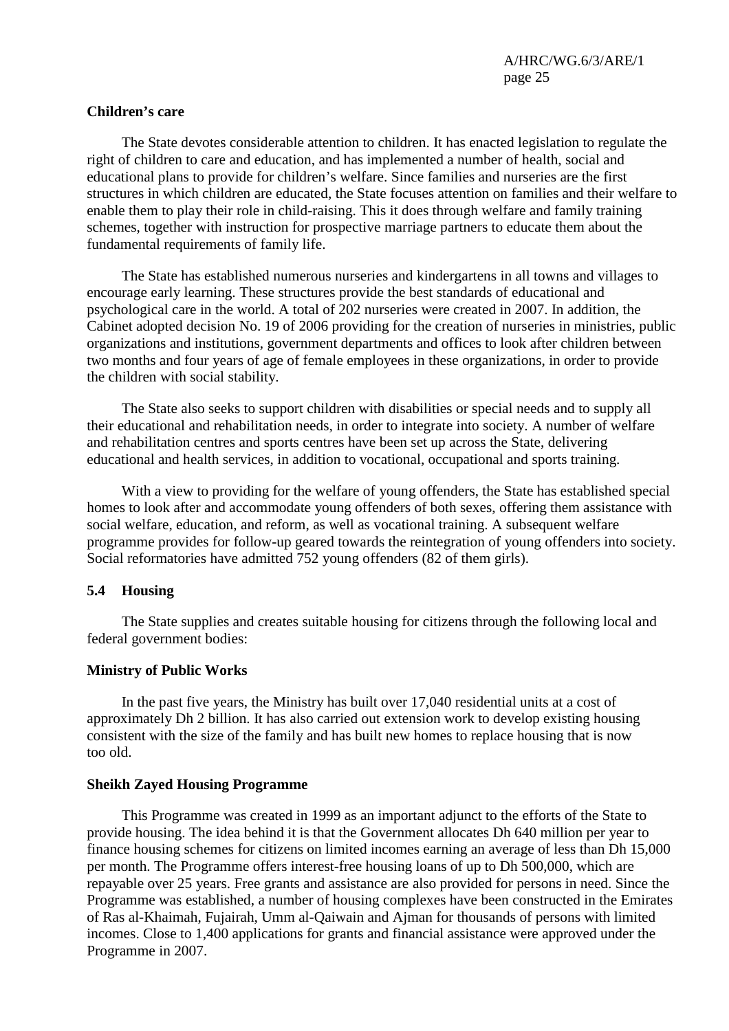**Children's care**

The State devotes considerable attention to children. It has enacted legislation to regulate the right of children to care and education, and has implemented a number of health, social and educational plans to provide for children's welfare. Since families and nurseries are the first structures in which children are educated, the State focuses attention on families and their welfare to enable them to play their role in child-raising. This it does through welfare and family training schemes, together with instruction for prospective marriage partners to educate them about the fundamental requirements of family life.

The State has established numerous nurseries and kindergartens in all towns and villages to encourage early learning. These structures provide the best standards of educational and psychological care in the world. A total of 202 nurseries were created in 2007. In addition, the Cabinet adopted decision No. 19 of 2006 providing for the creation of nurseries in ministries, public organizations and institutions, government departments and offices to look after children between two months and four years of age of female employees in these organizations, in order to provide the children with social stability.

The State also seeks to support children with disabilities or special needs and to supply all their educational and rehabilitation needs, in order to integrate into society. A number of welfare and rehabilitation centres and sports centres have been set up across the State, delivering educational and health services, in addition to vocational, occupational and sports training.

With a view to providing for the welfare of young offenders, the State has established special homes to look after and accommodate young offenders of both sexes, offering them assistance with social welfare, education, and reform, as well as vocational training. A subsequent welfare programme provides for follow-up geared towards the reintegration of young offenders into society. Social reformatories have admitted 752 young offenders (82 of them girls).

## 5.4 Housing

The State supplies and creates suitable housing for citizens through the following local and federal government bodies:

**Ministry of Public Works**

In the past five years, the Ministry has built over 17,040 residential units at a cost of approximately Dh 2 billion. It has also carried out extension work to develop existing housing consistent with the size of the family and has built new homes to replace housing that is now too old.

**Sheikh Zayed Housing Programme**

This Programme was created in 1999 as an important adjunct to the efforts of the State to provide housing. The idea behind it is that the Government allocates Dh 640 million per year to finance housing schemes for citizens on limited incomes earning an average of less than Dh 15,000 per month. The Programme offers interest-free housing loans of up to Dh 500,000, which are repayable over 25 years. Free grants and assistance are also provided for persons in need. Since the Programme was established, a number of housing complexes have been constructed in the Emirates of Ras al-Khaimah, Fujairah, Umm al-Qaiwain and Ajman for thousands of persons with limited incomes. Close to 1,400 applications for grants and financial assistance were approved under the Programme in 2007.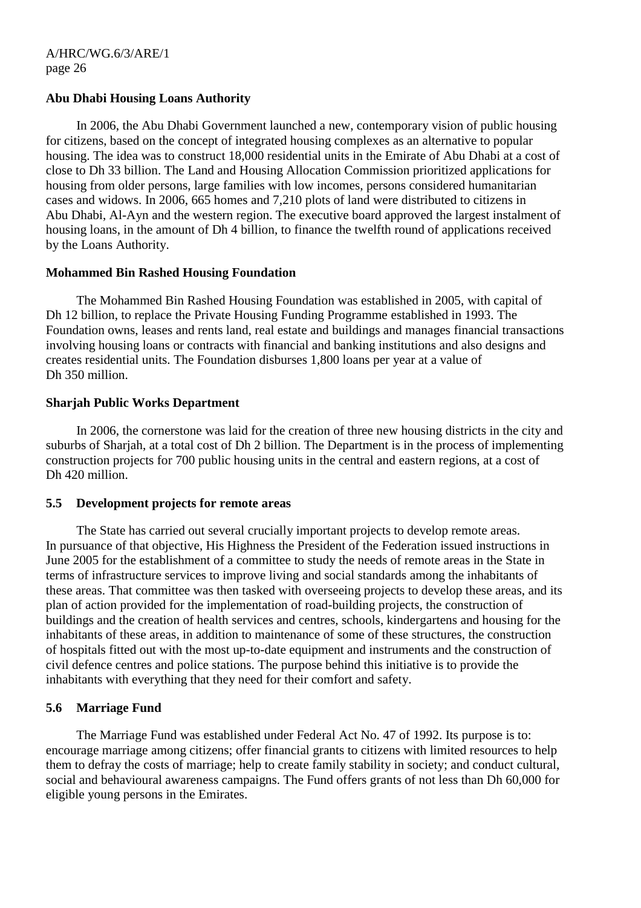**Abu Dhabi Housing Loans Authority**

In 2006, the Abu Dhabi Government launched a new, contemporary vision of public housing for citizens, based on the concept of integrated housing complexes as an alternative to popular housing. The idea was to construct 18,000 residential units in the Emirate of Abu Dhabi at a cost of close to Dh 33 billion. The Land and Housing Allocation Commission prioritized applications for housing from older persons, large families with low incomes, persons considered humanitarian cases and widows. In 2006, 665 homes and 7,210 plots of land were distributed to citizens in Abu Dhabi, Al-Ayn and the western region. The executive board approved the largest instalment of housing loans, in the amount of Dh 4 billion, to finance the twelfth round of applications received by the Loans Authority.

**Mohammed Bin Rashed Housing Foundation**

The Mohammed Bin Rashed Housing Foundation was established in 2005, with capital of Dh 12 billion, to replace the Private Housing Funding Programme established in 1993. The Foundation owns, leases and rents land, real estate and buildings and manages financial transactions involving housing loans or contracts with financial and banking institutions and also designs and creates residential units. The Foundation disburses 1,800 loans per year at a value of Dh 350 million.

**Sharjah Public Works Department**

In 2006, the cornerstone was laid for the creation of three new housing districts in the city and suburbs of Sharjah, at a total cost of Dh 2 billion. The Department is in the process of implementing construction projects for 700 public housing units in the central and eastern regions, at a cost of Dh 420 million.

### 5.5 Development projects for remote areas

The State has carried out several crucially important projects to develop remote areas. In pursuance of that objective, His Highness the President of the Federation issued instructions in June 2005 for the establishment of a committee to study the needs of remote areas in the State in terms of infrastructure services to improve living and social standards among the inhabitants of these areas. That committee was then tasked with overseeing projects to develop these areas, and its plan of action provided for the implementation of road-building projects, the construction of buildings and the creation of health services and centres, schools, kindergartens and housing for the inhabitants of these areas, in addition to maintenance of some of these structures, the construction of hospitals fitted out with the most up-to-date equipment and instruments and the construction of civil defence centres and police stations. The purpose behind this initiative is to provide the inhabitants with everything that they need for their comfort and safety.

### 5.6 Marriage Fund

The Marriage Fund was established under Federal Act No. 47 of 1992. Its purpose is to: encourage marriage among citizens; offer financial grants to citizens with limited resources to help them to defray the costs of marriage; help to create family stability in society; and conduct cultural, social and behavioural awareness campaigns. The Fund offers grants of not less than Dh 60,000 for eligible young persons in the Emirates.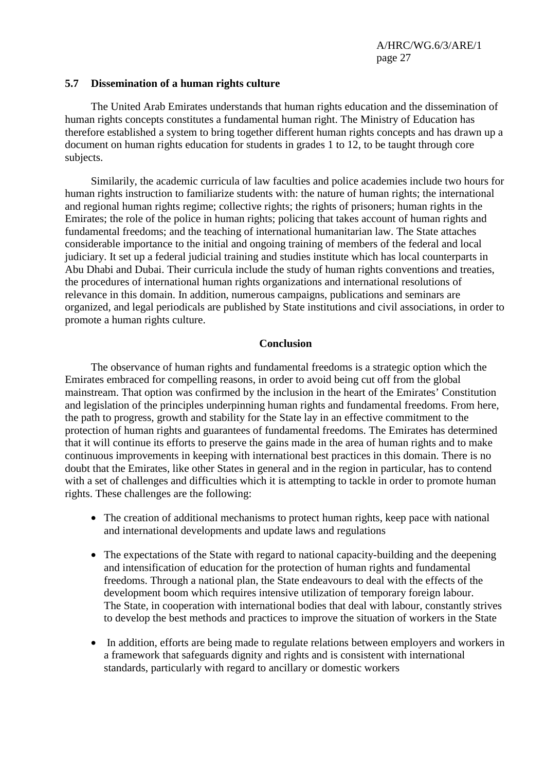### 5.7 Dissemination of a human rights culture

The United Arab Emirates understands that human rights education and the dissemination of human rights concepts constitutes a fundamental human right. The Ministry of Education has therefore established a system to bring together different human rights concepts and has drawn up a document on human rights education for students in grades 1 to 12, to be taught through core subjects.

Similarily, the academic curricula of law faculties and police academies include two hours for human rights instruction to familiarize students with: the nature of human rights; the international and regional human rights regime; collective rights; the rights of prisoners; human rights in the Emirates; the role of the police in human rights; policing that takes account of human rights and fundamental freedoms; and the teaching of international humanitarian law. The State attaches considerable importance to the initial and ongoing training of members of the federal and local judiciary. It set up a federal judicial training and studies institute which has local counterparts in Abu Dhabi and Dubai. Their curricula include the study of human rights conventions and treaties, the procedures of international human rights organizations and international resolutions of relevance in this domain. In addition, numerous campaigns, publications and seminars are organized, and legal periodicals are published by State institutions and civil associations, in order to promote a human rights culture.

## Conclusion

The observance of human rights and fundamental freedoms is a strategic option which the Emirates embraced for compelling reasons, in order to avoid being cut off from the global mainstream. That option was confirmed by the inclusion in the heart of the Emirates' Constitution and legislation of the principles underpinning human rights and fundamental freedoms. From here, the path to progress, growth and stability for the State lay in an effective commitment to the protection of human rights and guarantees of fundamental freedoms. The Emirates has determined that it will continue its efforts to preserve the gains made in the area of human rights and to make continuous improvements in keeping with international best practices in this domain. There is no doubt that the Emirates, like other States in general and in the region in particular, has to contend with a set of challenges and difficulties which it is attempting to tackle in order to promote human rights. These challenges are the following:

- The creation of additional mechanisms to protect human rights, keep pace with national and international developments and update laws and regulations
- The expectations of the State with regard to national capacity-building and the deepening and intensification of education for the protection of human rights and fundamental freedoms. Through a national plan, the State endeavours to deal with the effects of the development boom which requires intensive utilization of temporary foreign labour. The State, in cooperation with international bodies that deal with labour, constantly strives to develop the best methods and practices to improve the situation of workers in the State
- In addition, efforts are being made to regulate relations between employers and workers in a framework that safeguards dignity and rights and is consistent with international standards, particularly with regard to ancillary or domestic workers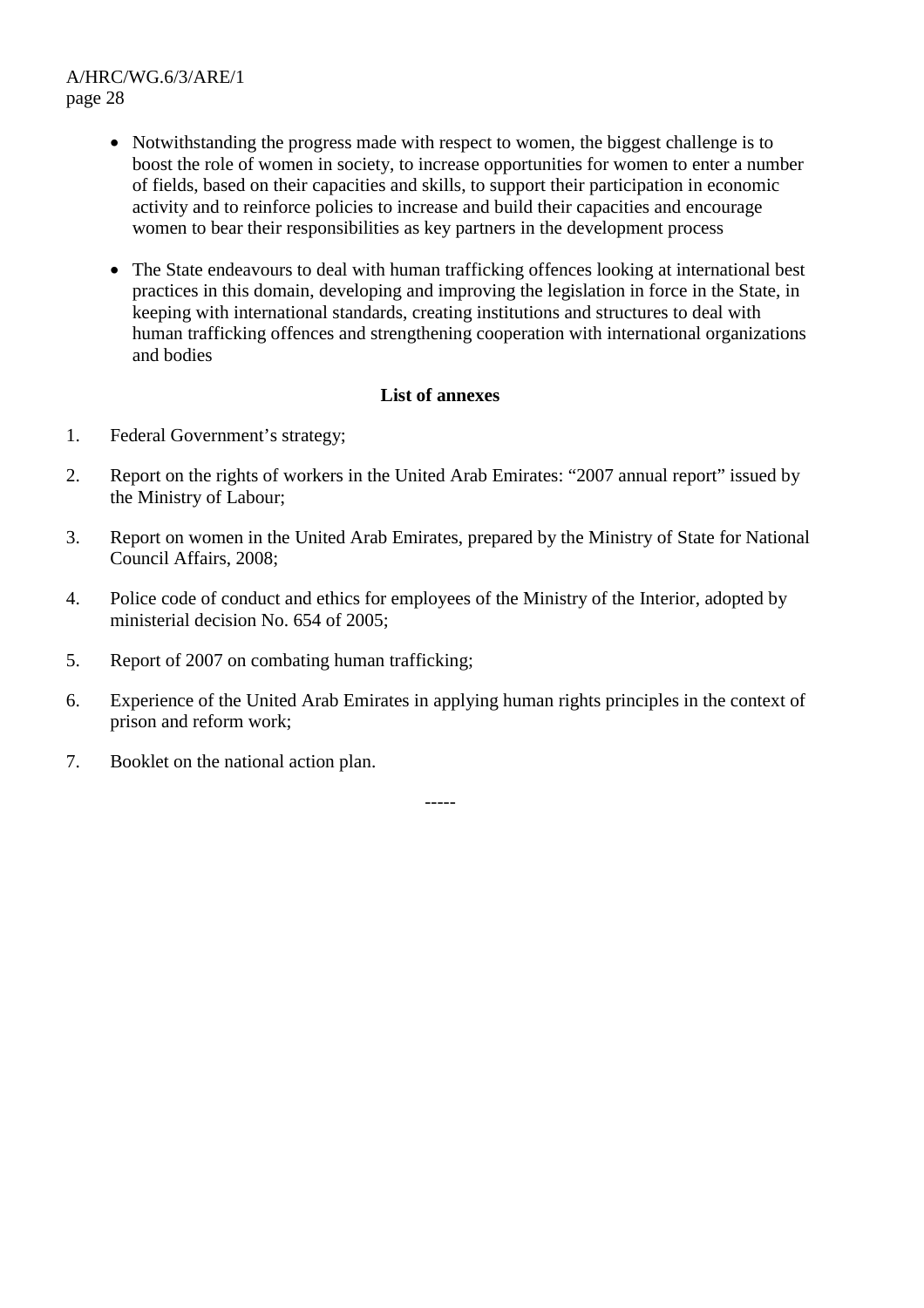- Notwithstanding the progress made with respect to women, the biggest challenge is to boost the role of women in society, to increase opportunities for women to enter a number of fields, based on their capacities and skills, to support their participation in economic activity and to reinforce policies to increase and build their capacities and encourage women to bear their responsibilities as key partners in the development process

- The State endeavours to deal with human trafficking offences looking at international best practices in this domain, developing and improving the legislation in force in the State, in keeping with international standards, creating institutions and structures to deal with human trafficking offences and strengthening cooperation with international organizations and bodies

**List of annexes**

1. Federal Government's strategy;

2. Report on the rights of workers in the United Arab Emirates: "2007 annual report" issued by the Ministry of Labour;

3. Report on women in the United Arab Emirates, prepared by the Ministry of State for National Council Affairs, 2008;

4. Police code of conduct and ethics for employees of the Ministry of the Interior, adopted by ministerial decision No. 654 of 2005;

5. Report of 2007 on combating human trafficking;

6. Experience of the United Arab Emirates in applying human rights principles in the context of prison and reform work;

7. Booklet on the national action plan.

-----